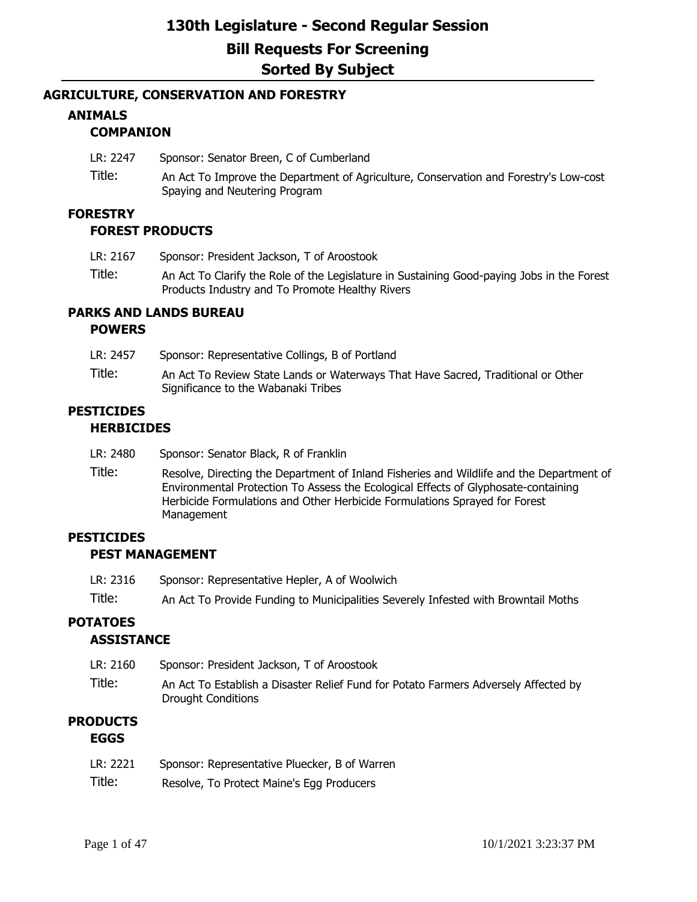# 130th Legislature - Second Regular Session

# Bill Requests For Screening

# Sorted By Subject

## AGRICULTURE, CONSERVATION AND FORESTRY

### ANIMALS

#### COMPANION

LR: 2247 Sponsor: Senator Breen, C of Cumberland

Title: An Act To Improve the Department of Agriculture, Conservation and Forestry's Low-cost Spaying and Neutering Program

### FORESTRY

#### FOREST PRODUCTS

LR: 2167 Sponsor: President Jackson, T of Aroostook

Title: An Act To Clarify the Role of the Legislature in Sustaining Good-paying Jobs in the Forest Products Industry and To Promote Healthy Rivers

### PARKS AND LANDS BUREAU

#### POWERS

LR: 2457 Sponsor: Representative Collings, B of Portland

Title: An Act To Review State Lands or Waterways That Have Sacred, Traditional or Other Significance to the Wabanaki Tribes

### PESTICIDES

#### HERBICIDES

LR: 2480 Sponsor: Senator Black, R of Franklin

Title: Resolve, Directing the Department of Inland Fisheries and Wildlife and the Department of Environmental Protection To Assess the Ecological Effects of Glyphosate-containing Herbicide Formulations and Other Herbicide Formulations Sprayed for Forest Management

### PESTICIDES

#### PEST MANAGEMENT

LR: 2316 Sponsor: Representative Hepler, A of Woolwich

Title: An Act To Provide Funding to Municipalities Severely Infested with Browntail Moths

### POTATOES

#### ASSISTANCE

LR: 2160 Sponsor: President Jackson, T of Aroostook

Title: An Act To Establish a Disaster Relief Fund for Potato Farmers Adversely Affected by Drought Conditions

### PRODUCTS

#### EGGS

LR: 2221 Sponsor: Representative Pluecker, B of Warren

Title: Resolve, To Protect Maine's Egg Producers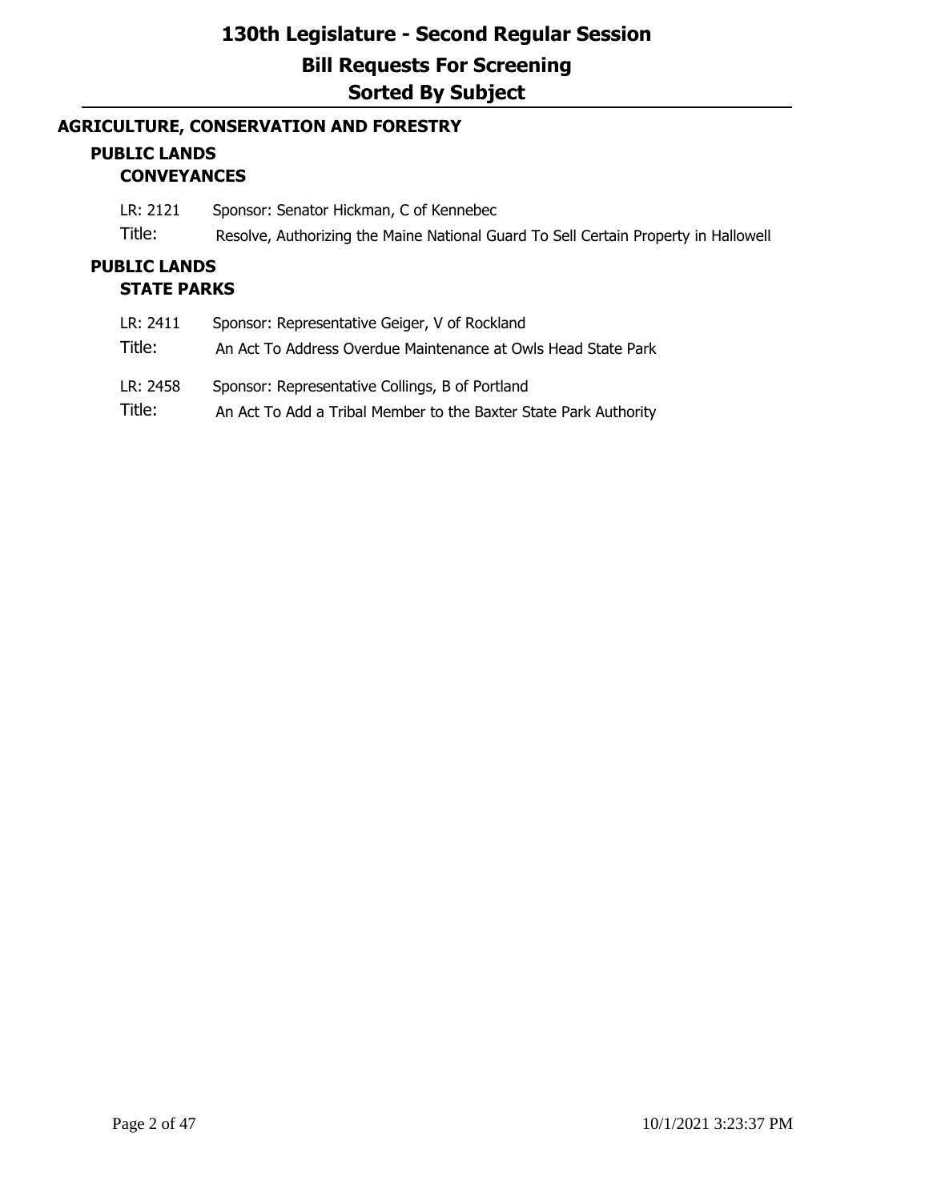# 130th Legislature - Second Regular Session

# Bill Requests For Screening

# Sorted By Subject

## AGRICULTURE, CONSERVATION AND FORESTRY

### PUBLIC LANDS

#### CONVEYANCES

LR: 2121 Sponsor: Senator Hickman, C of Kennebec

Title: Resolve, Authorizing the Maine National Guard To Sell Certain Property in Hallowell

### PUBLIC LANDS

#### STATE PARKS

LR: 2411 Sponsor: Representative Geiger, V of Rockland

Title: An Act To Address Overdue Maintenance at Owls Head State Park

LR: 2458 Sponsor: Representative Collings, B of Portland

Title: An Act To Add a Tribal Member to the Baxter State Park Authority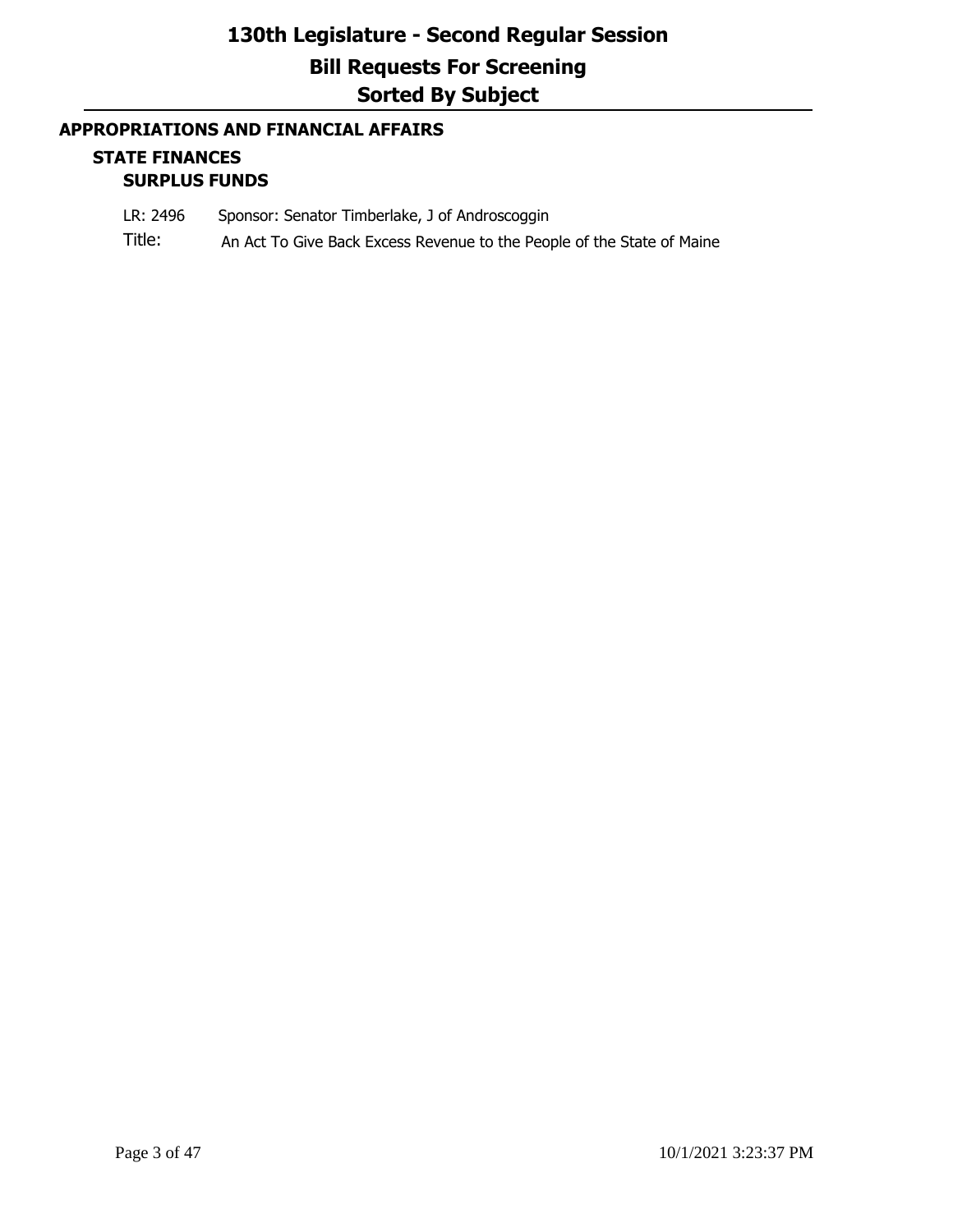## APPROPRIATIONS AND FINANCIAL AFFAIRS

### STATE FINANCES

#### SURPLUS FUNDS

LR: 2496 Sponsor: Senator Timberlake, J of Androscoggin

Title: An Act To Give Back Excess Revenue to the People of the State of Maine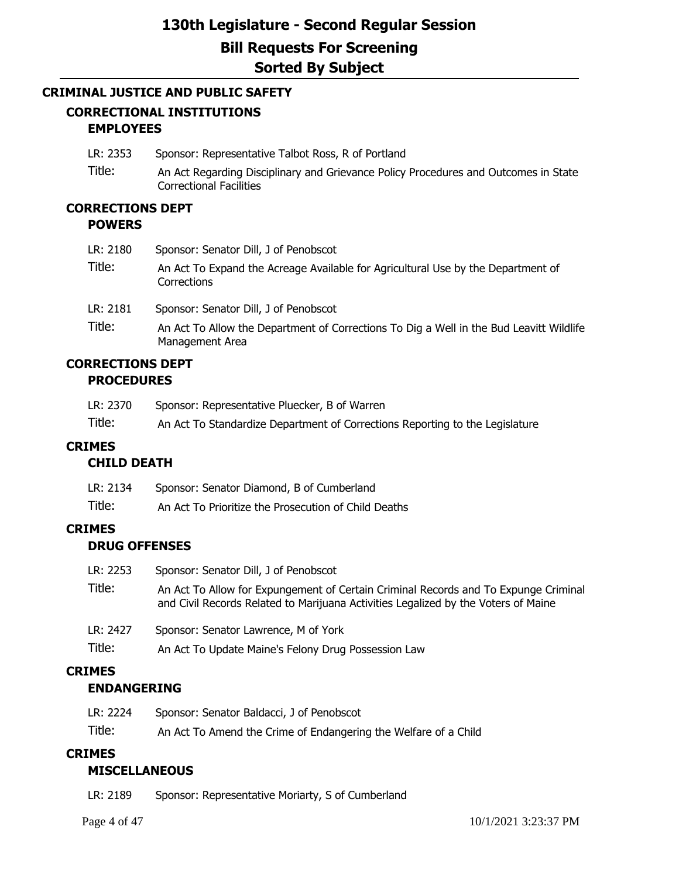# 130th Legislature - Second Regular Session

## Bill Requests For Screening

## Sorted By Subject

## CRIMINAL JUSTICE AND PUBLIC SAFETY

### CORRECTIONAL INSTITUTIONS

#### EMPLOYEES

LR: 2353 Sponsor: Representative Talbot Ross, R of Portland

Title: An Act Regarding Disciplinary and Grievance Policy Procedures and Outcomes in State Correctional Facilities

### CORRECTIONS DEPT

#### POWERS

LR: 2180 Sponsor: Senator Dill, J of Penobscot

Title: An Act To Expand the Acreage Available for Agricultural Use by the Department of Corrections

LR: 2181 Sponsor: Senator Dill, J of Penobscot

Title: An Act To Allow the Department of Corrections To Dig a Well in the Bud Leavitt Wildlife Management Area

### CORRECTIONS DEPT

#### PROCEDURES

LR: 2370 Sponsor: Representative Pluecker, B of Warren

Title: An Act To Standardize Department of Corrections Reporting to the Legislature

### CRIMES

#### CHILD DEATH

LR: 2134 Sponsor: Senator Diamond, B of Cumberland

Title: An Act To Prioritize the Prosecution of Child Deaths

### CRIMES

#### DRUG OFFENSES

LR: 2253 Sponsor: Senator Dill, J of Penobscot

Title: An Act To Allow for Expungement of Certain Criminal Records and To Expunge Criminal and Civil Records Related to Marijuana Activities Legalized by the Voters of Maine

LR: 2427 Sponsor: Senator Lawrence, M of York

Title: An Act To Update Maine's Felony Drug Possession Law

### CRIMES

#### ENDANGERING

LR: 2224 Sponsor: Senator Baldacci, J of Penobscot

Title: An Act To Amend the Crime of Endangering the Welfare of a Child

### CRIMES

#### MISCELLANEOUS

LR: 2189 Sponsor: Representative Moriarty, S of Cumberland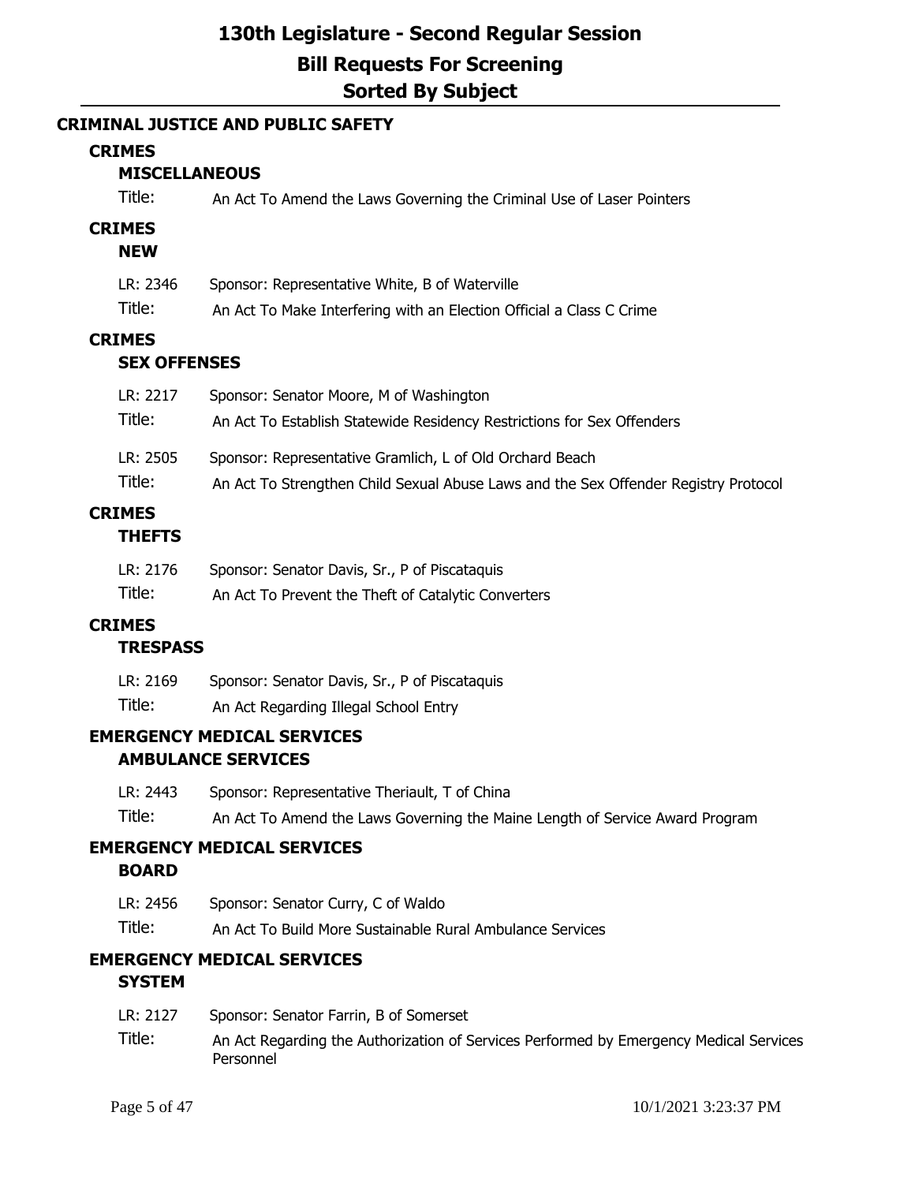# 130th Legislature - Second Regular Session
# Bill Requests For Screening
# Sorted By Subject

## CRIMINAL JUSTICE AND PUBLIC SAFETY

### CRIMES

#### MISCELLANEOUS

Title: An Act To Amend the Laws Governing the Criminal Use of Laser Pointers

### CRIMES

#### NEW

LR: 2346 Sponsor: Representative White, B of Waterville

Title: An Act To Make Interfering with an Election Official a Class C Crime

### CRIMES

#### SEX OFFENSES

LR: 2217 Sponsor: Senator Moore, M of Washington

Title: An Act To Establish Statewide Residency Restrictions for Sex Offenders

LR: 2505 Sponsor: Representative Gramlich, L of Old Orchard Beach

Title: An Act To Strengthen Child Sexual Abuse Laws and the Sex Offender Registry Protocol

### CRIMES

#### THEFTS

LR: 2176 Sponsor: Senator Davis, Sr., P of Piscataquis

Title: An Act To Prevent the Theft of Catalytic Converters

### CRIMES

#### TRESPASS

LR: 2169 Sponsor: Senator Davis, Sr., P of Piscataquis

Title: An Act Regarding Illegal School Entry

### EMERGENCY MEDICAL SERVICES

#### AMBULANCE SERVICES

LR: 2443 Sponsor: Representative Theriault, T of China

Title: An Act To Amend the Laws Governing the Maine Length of Service Award Program

### EMERGENCY MEDICAL SERVICES

#### BOARD

LR: 2456 Sponsor: Senator Curry, C of Waldo

Title: An Act To Build More Sustainable Rural Ambulance Services

### EMERGENCY MEDICAL SERVICES

#### SYSTEM

LR: 2127 Sponsor: Senator Farrin, B of Somerset

Title: An Act Regarding the Authorization of Services Performed by Emergency Medical Services Personnel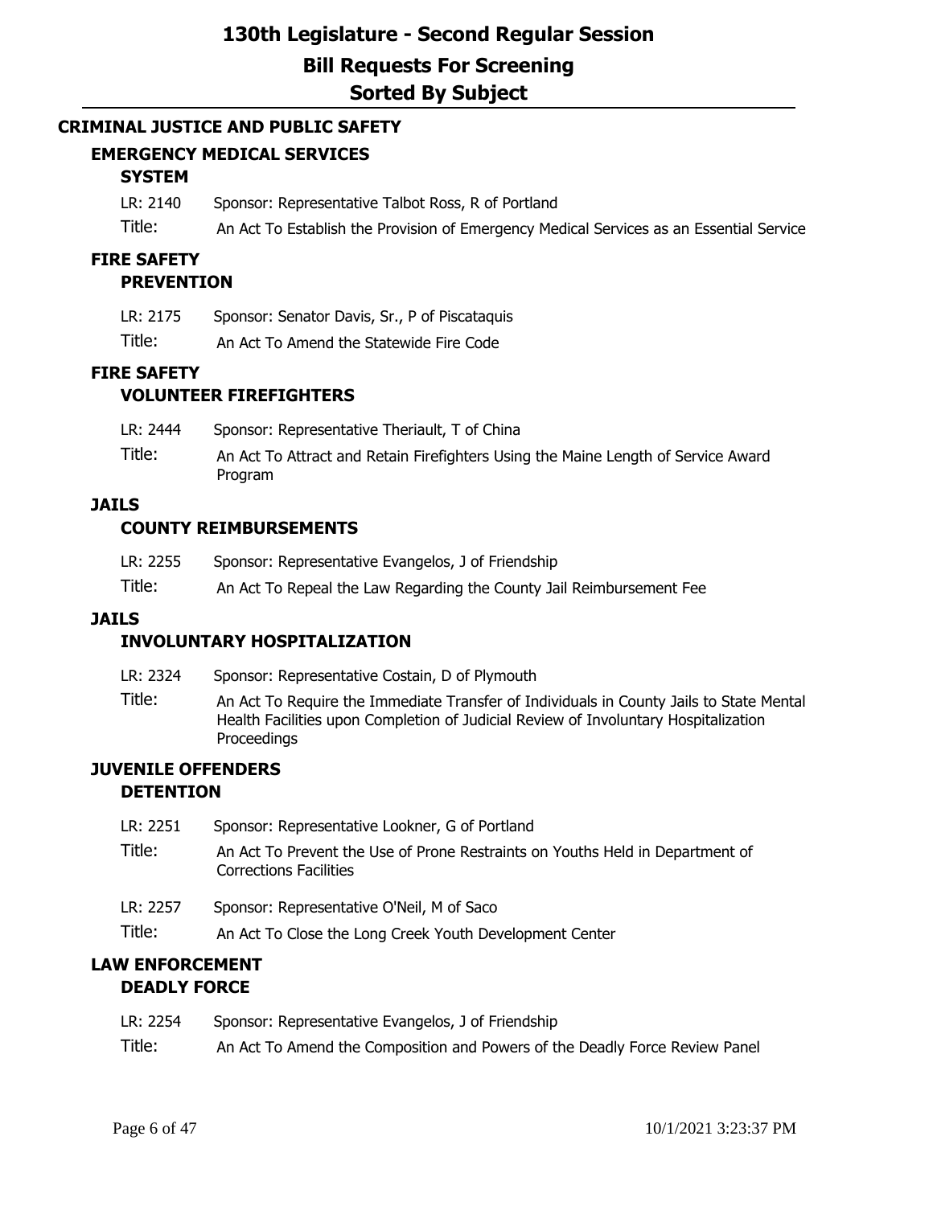# 130th Legislature - Second Regular Session

## Bill Requests For Screening

## Sorted By Subject

### CRIMINAL JUSTICE AND PUBLIC SAFETY

#### EMERGENCY MEDICAL SERVICES

##### SYSTEM

LR: 2140 Sponsor: Representative Talbot Ross, R of Portland

Title: An Act To Establish the Provision of Emergency Medical Services as an Essential Service

#### FIRE SAFETY

##### PREVENTION

LR: 2175 Sponsor: Senator Davis, Sr., P of Piscataquis

Title: An Act To Amend the Statewide Fire Code

#### FIRE SAFETY

##### VOLUNTEER FIREFIGHTERS

LR: 2444 Sponsor: Representative Theriault, T of China

Title: An Act To Attract and Retain Firefighters Using the Maine Length of Service Award Program

#### JAILS

##### COUNTY REIMBURSEMENTS

LR: 2255 Sponsor: Representative Evangelos, J of Friendship

Title: An Act To Repeal the Law Regarding the County Jail Reimbursement Fee

#### JAILS

##### INVOLUNTARY HOSPITALIZATION

LR: 2324 Sponsor: Representative Costain, D of Plymouth

Title: An Act To Require the Immediate Transfer of Individuals in County Jails to State Mental Health Facilities upon Completion of Judicial Review of Involuntary Hospitalization Proceedings

#### JUVENILE OFFENDERS

##### DETENTION

LR: 2251 Sponsor: Representative Lookner, G of Portland

Title: An Act To Prevent the Use of Prone Restraints on Youths Held in Department of Corrections Facilities

LR: 2257 Sponsor: Representative O'Neil, M of Saco

Title: An Act To Close the Long Creek Youth Development Center

#### LAW ENFORCEMENT

##### DEADLY FORCE

LR: 2254 Sponsor: Representative Evangelos, J of Friendship

Title: An Act To Amend the Composition and Powers of the Deadly Force Review Panel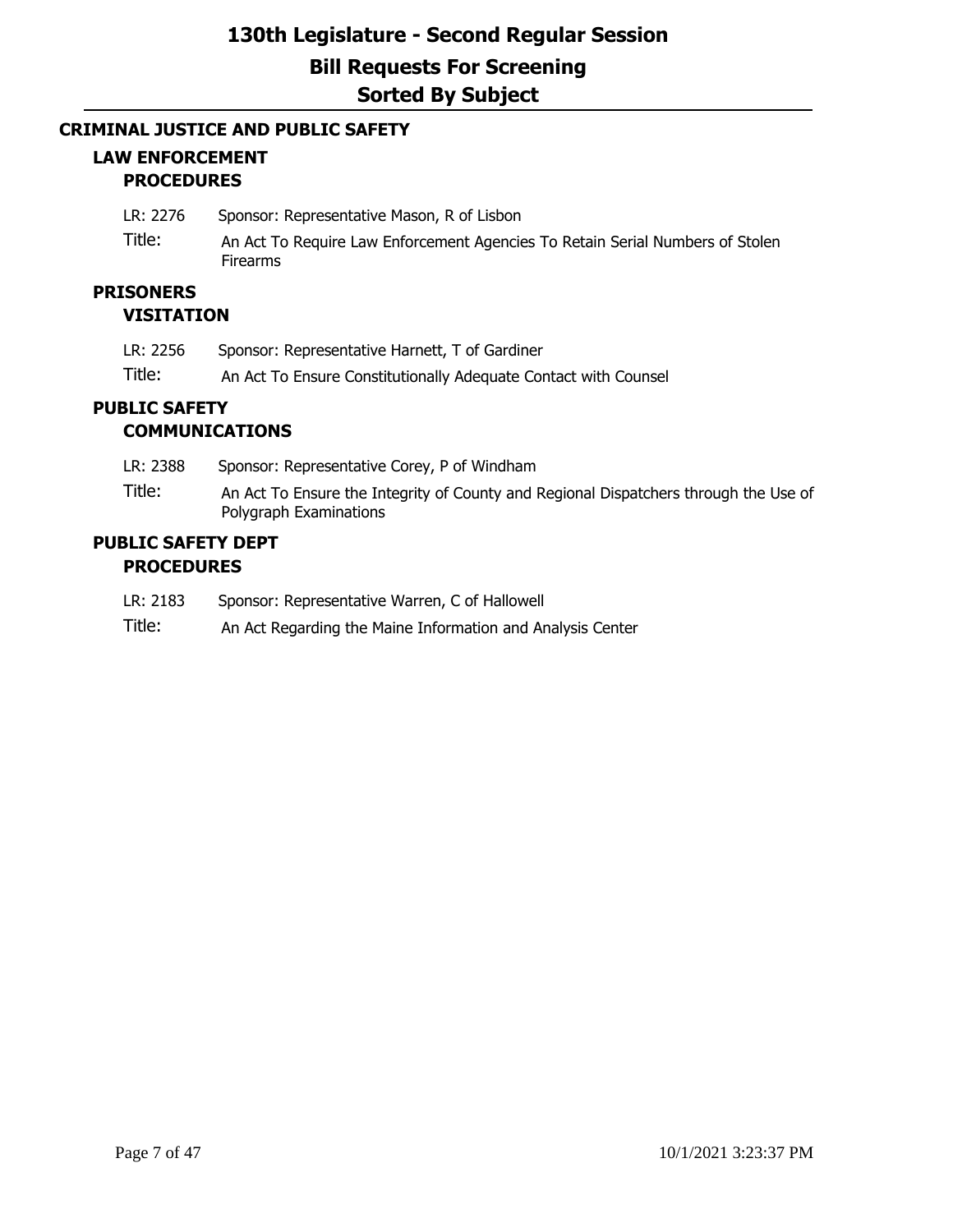# 130th Legislature - Second Regular Session
## Bill Requests For Screening
## Sorted By Subject

### CRIMINAL JUSTICE AND PUBLIC SAFETY

#### LAW ENFORCEMENT

##### PROCEDURES

LR: 2276 Sponsor: Representative Mason, R of Lisbon

Title: An Act To Require Law Enforcement Agencies To Retain Serial Numbers of Stolen Firearms

#### PRISONERS

##### VISITATION

LR: 2256 Sponsor: Representative Harnett, T of Gardiner

Title: An Act To Ensure Constitutionally Adequate Contact with Counsel

#### PUBLIC SAFETY

##### COMMUNICATIONS

LR: 2388 Sponsor: Representative Corey, P of Windham

Title: An Act To Ensure the Integrity of County and Regional Dispatchers through the Use of Polygraph Examinations

#### PUBLIC SAFETY DEPT

##### PROCEDURES

LR: 2183 Sponsor: Representative Warren, C of Hallowell

Title: An Act Regarding the Maine Information and Analysis Center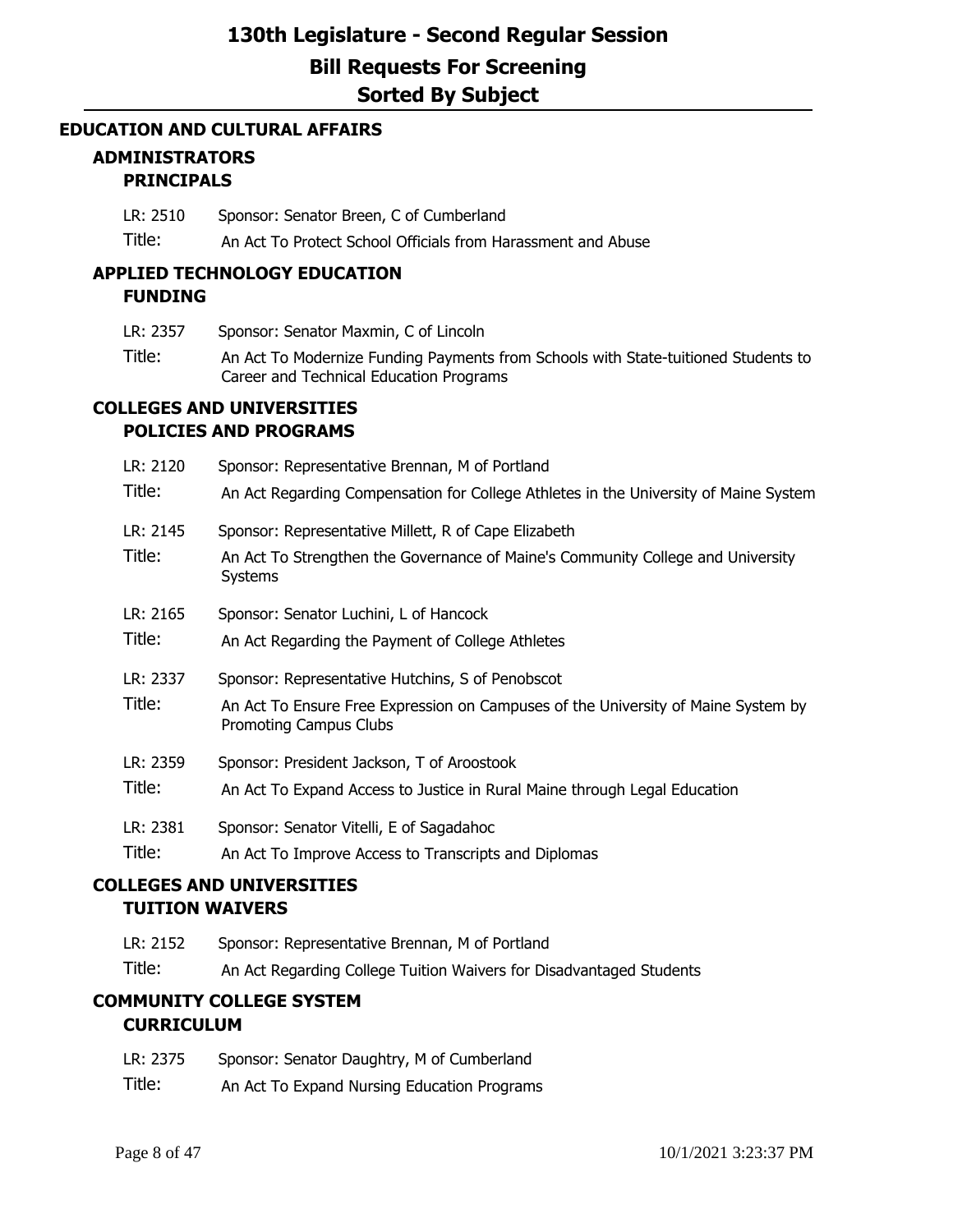# 130th Legislature - Second Regular Session

# Bill Requests For Screening

# Sorted By Subject

## EDUCATION AND CULTURAL AFFAIRS

### ADMINISTRATORS

#### PRINCIPALS

LR: 2510 Sponsor: Senator Breen, C of Cumberland

Title: An Act To Protect School Officials from Harassment and Abuse

### APPLIED TECHNOLOGY EDUCATION

#### FUNDING

LR: 2357 Sponsor: Senator Maxmin, C of Lincoln

Title: An Act To Modernize Funding Payments from Schools with State-tuitioned Students to Career and Technical Education Programs

### COLLEGES AND UNIVERSITIES

#### POLICIES AND PROGRAMS

LR: 2120 Sponsor: Representative Brennan, M of Portland

Title: An Act Regarding Compensation for College Athletes in the University of Maine System

LR: 2145 Sponsor: Representative Millett, R of Cape Elizabeth

Title: An Act To Strengthen the Governance of Maine's Community College and University Systems

LR: 2165 Sponsor: Senator Luchini, L of Hancock

Title: An Act Regarding the Payment of College Athletes

LR: 2337 Sponsor: Representative Hutchins, S of Penobscot

Title: An Act To Ensure Free Expression on Campuses of the University of Maine System by Promoting Campus Clubs

LR: 2359 Sponsor: President Jackson, T of Aroostook

Title: An Act To Expand Access to Justice in Rural Maine through Legal Education

LR: 2381 Sponsor: Senator Vitelli, E of Sagadahoc

Title: An Act To Improve Access to Transcripts and Diplomas

### COLLEGES AND UNIVERSITIES

#### TUITION WAIVERS

LR: 2152 Sponsor: Representative Brennan, M of Portland

Title: An Act Regarding College Tuition Waivers for Disadvantaged Students

### COMMUNITY COLLEGE SYSTEM

#### CURRICULUM

LR: 2375 Sponsor: Senator Daughtry, M of Cumberland

Title: An Act To Expand Nursing Education Programs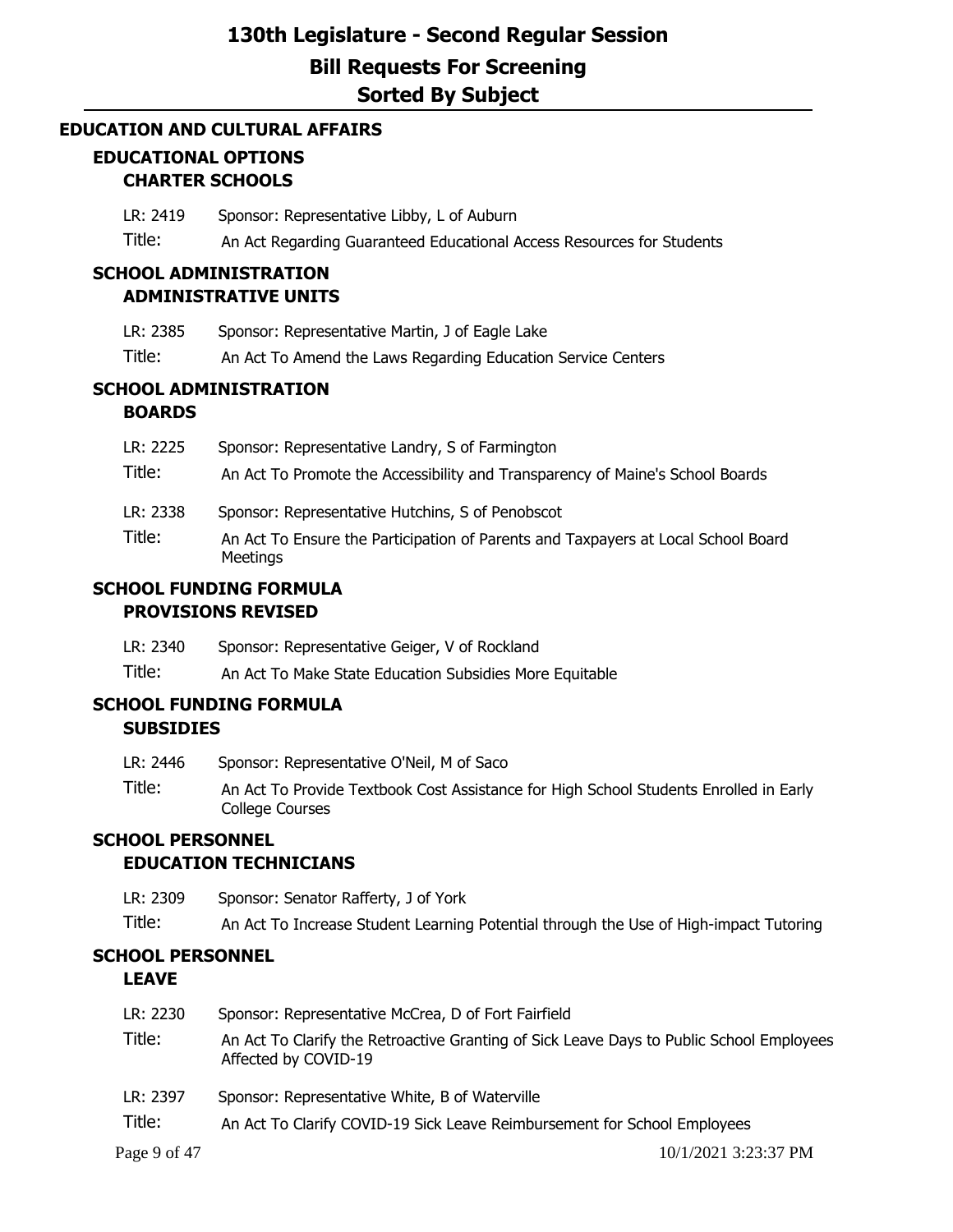# 130th Legislature - Second Regular Session

## Bill Requests For Screening

## Sorted By Subject

### EDUCATION AND CULTURAL AFFAIRS

#### EDUCATIONAL OPTIONS
**CHARTER SCHOOLS**

LR: 2419 Sponsor: Representative Libby, L of Auburn

Title: An Act Regarding Guaranteed Educational Access Resources for Students

#### SCHOOL ADMINISTRATION
**ADMINISTRATIVE UNITS**

LR: 2385 Sponsor: Representative Martin, J of Eagle Lake

Title: An Act To Amend the Laws Regarding Education Service Centers

#### SCHOOL ADMINISTRATION
**BOARDS**

LR: 2225 Sponsor: Representative Landry, S of Farmington

Title: An Act To Promote the Accessibility and Transparency of Maine's School Boards

LR: 2338 Sponsor: Representative Hutchins, S of Penobscot

Title: An Act To Ensure the Participation of Parents and Taxpayers at Local School Board Meetings

#### SCHOOL FUNDING FORMULA
**PROVISIONS REVISED**

LR: 2340 Sponsor: Representative Geiger, V of Rockland

Title: An Act To Make State Education Subsidies More Equitable

#### SCHOOL FUNDING FORMULA
**SUBSIDIES**

LR: 2446 Sponsor: Representative O'Neil, M of Saco

Title: An Act To Provide Textbook Cost Assistance for High School Students Enrolled in Early College Courses

#### SCHOOL PERSONNEL
**EDUCATION TECHNICIANS**

LR: 2309 Sponsor: Senator Rafferty, J of York

Title: An Act To Increase Student Learning Potential through the Use of High-impact Tutoring

#### SCHOOL PERSONNEL
**LEAVE**

LR: 2230 Sponsor: Representative McCrea, D of Fort Fairfield

Title: An Act To Clarify the Retroactive Granting of Sick Leave Days to Public School Employees Affected by COVID-19

LR: 2397 Sponsor: Representative White, B of Waterville

Title: An Act To Clarify COVID-19 Sick Leave Reimbursement for School Employees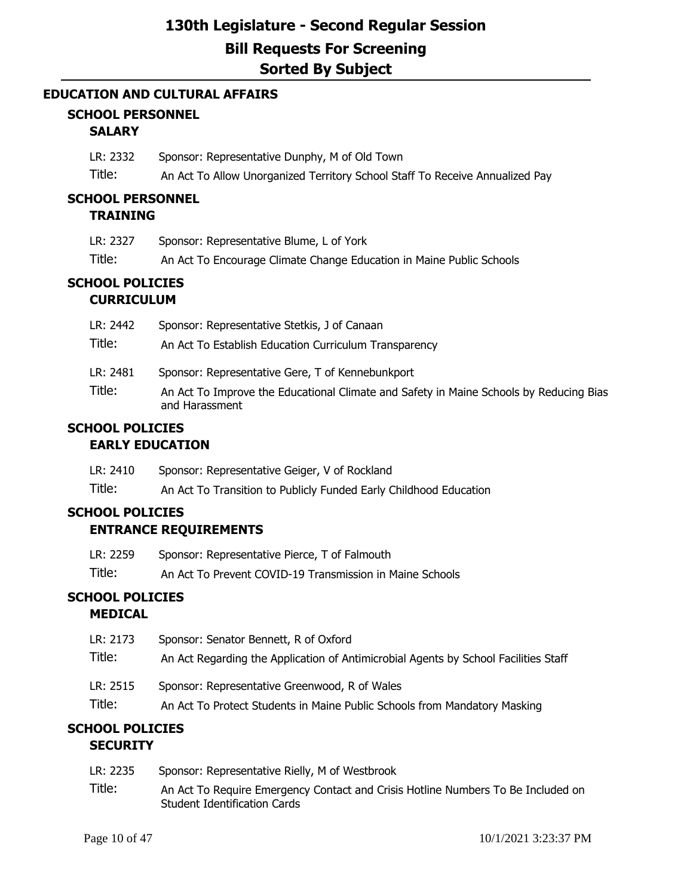# 130th Legislature - Second Regular Session

## Bill Requests For Screening

## Sorted By Subject

### EDUCATION AND CULTURAL AFFAIRS

#### SCHOOL PERSONNEL

##### SALARY

LR: 2332 Sponsor: Representative Dunphy, M of Old Town

Title: An Act To Allow Unorganized Territory School Staff To Receive Annualized Pay

#### SCHOOL PERSONNEL

##### TRAINING

LR: 2327 Sponsor: Representative Blume, L of York

Title: An Act To Encourage Climate Change Education in Maine Public Schools

#### SCHOOL POLICIES

##### CURRICULUM

LR: 2442 Sponsor: Representative Stetkis, J of Canaan

Title: An Act To Establish Education Curriculum Transparency

LR: 2481 Sponsor: Representative Gere, T of Kennebunkport

Title: An Act To Improve the Educational Climate and Safety in Maine Schools by Reducing Bias and Harassment

#### SCHOOL POLICIES

##### EARLY EDUCATION

LR: 2410 Sponsor: Representative Geiger, V of Rockland

Title: An Act To Transition to Publicly Funded Early Childhood Education

#### SCHOOL POLICIES

##### ENTRANCE REQUIREMENTS

LR: 2259 Sponsor: Representative Pierce, T of Falmouth

Title: An Act To Prevent COVID-19 Transmission in Maine Schools

#### SCHOOL POLICIES

##### MEDICAL

LR: 2173 Sponsor: Senator Bennett, R of Oxford

Title: An Act Regarding the Application of Antimicrobial Agents by School Facilities Staff

LR: 2515 Sponsor: Representative Greenwood, R of Wales

Title: An Act To Protect Students in Maine Public Schools from Mandatory Masking

#### SCHOOL POLICIES

##### SECURITY

LR: 2235 Sponsor: Representative Rielly, M of Westbrook

Title: An Act To Require Emergency Contact and Crisis Hotline Numbers To Be Included on Student Identification Cards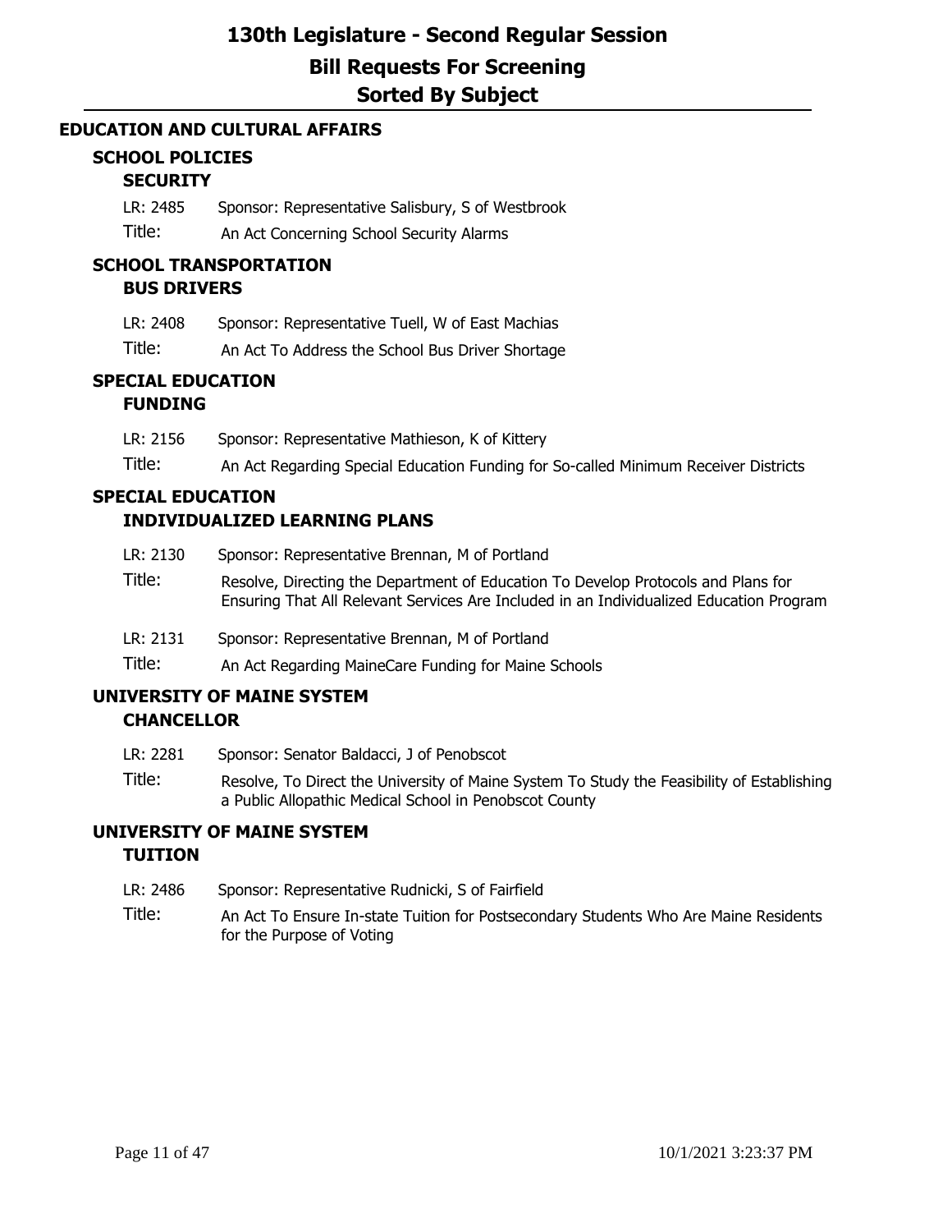# 130th Legislature - Second Regular Session

## Bill Requests For Screening

## Sorted By Subject

### EDUCATION AND CULTURAL AFFAIRS

#### SCHOOL POLICIES

##### SECURITY

LR: 2485 Sponsor: Representative Salisbury, S of Westbrook

Title: An Act Concerning School Security Alarms

#### SCHOOL TRANSPORTATION

##### BUS DRIVERS

LR: 2408 Sponsor: Representative Tuell, W of East Machias

Title: An Act To Address the School Bus Driver Shortage

#### SPECIAL EDUCATION

##### FUNDING

LR: 2156 Sponsor: Representative Mathieson, K of Kittery

Title: An Act Regarding Special Education Funding for So-called Minimum Receiver Districts

#### SPECIAL EDUCATION

##### INDIVIDUALIZED LEARNING PLANS

LR: 2130 Sponsor: Representative Brennan, M of Portland

Title: Resolve, Directing the Department of Education To Develop Protocols and Plans for Ensuring That All Relevant Services Are Included in an Individualized Education Program

LR: 2131 Sponsor: Representative Brennan, M of Portland

Title: An Act Regarding MaineCare Funding for Maine Schools

#### UNIVERSITY OF MAINE SYSTEM

##### CHANCELLOR

LR: 2281 Sponsor: Senator Baldacci, J of Penobscot

Title: Resolve, To Direct the University of Maine System To Study the Feasibility of Establishing a Public Allopathic Medical School in Penobscot County

#### UNIVERSITY OF MAINE SYSTEM

##### TUITION

LR: 2486 Sponsor: Representative Rudnicki, S of Fairfield

Title: An Act To Ensure In-state Tuition for Postsecondary Students Who Are Maine Residents for the Purpose of Voting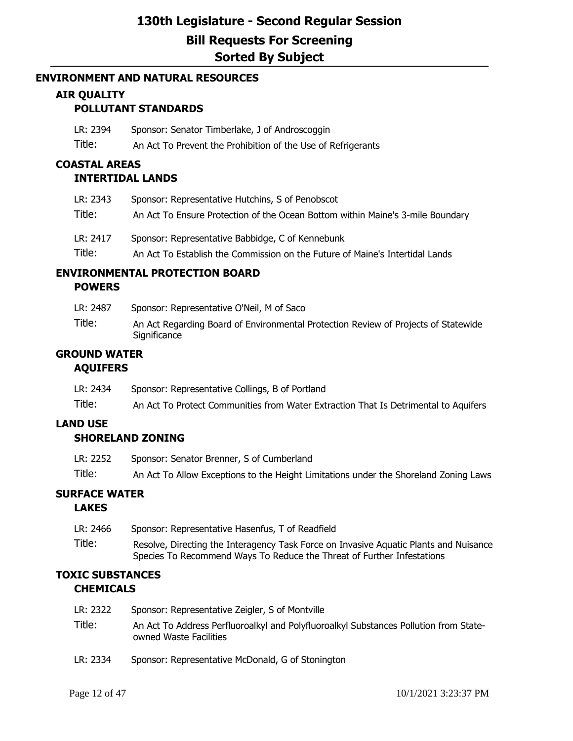# 130th Legislature - Second Regular Session

## Bill Requests For Screening

## Sorted By Subject

### ENVIRONMENT AND NATURAL RESOURCES

#### AIR QUALITY

##### POLLUTANT STANDARDS

LR: 2394 Sponsor: Senator Timberlake, J of Androscoggin

Title: An Act To Prevent the Prohibition of the Use of Refrigerants

#### COASTAL AREAS

##### INTERTIDAL LANDS

LR: 2343 Sponsor: Representative Hutchins, S of Penobscot

Title: An Act To Ensure Protection of the Ocean Bottom within Maine's 3-mile Boundary

LR: 2417 Sponsor: Representative Babbidge, C of Kennebunk

Title: An Act To Establish the Commission on the Future of Maine's Intertidal Lands

#### ENVIRONMENTAL PROTECTION BOARD

##### POWERS

LR: 2487 Sponsor: Representative O'Neil, M of Saco

Title: An Act Regarding Board of Environmental Protection Review of Projects of Statewide Significance

#### GROUND WATER

##### AQUIFERS

LR: 2434 Sponsor: Representative Collings, B of Portland

Title: An Act To Protect Communities from Water Extraction That Is Detrimental to Aquifers

#### LAND USE

##### SHORELAND ZONING

LR: 2252 Sponsor: Senator Brenner, S of Cumberland

Title: An Act To Allow Exceptions to the Height Limitations under the Shoreland Zoning Laws

#### SURFACE WATER

##### LAKES

LR: 2466 Sponsor: Representative Hasenfus, T of Readfield

Title: Resolve, Directing the Interagency Task Force on Invasive Aquatic Plants and Nuisance Species To Recommend Ways To Reduce the Threat of Further Infestations

#### TOXIC SUBSTANCES

##### CHEMICALS

LR: 2322 Sponsor: Representative Zeigler, S of Montville

Title: An Act To Address Perfluoroalkyl and Polyfluoroalkyl Substances Pollution from State-owned Waste Facilities

LR: 2334 Sponsor: Representative McDonald, G of Stonington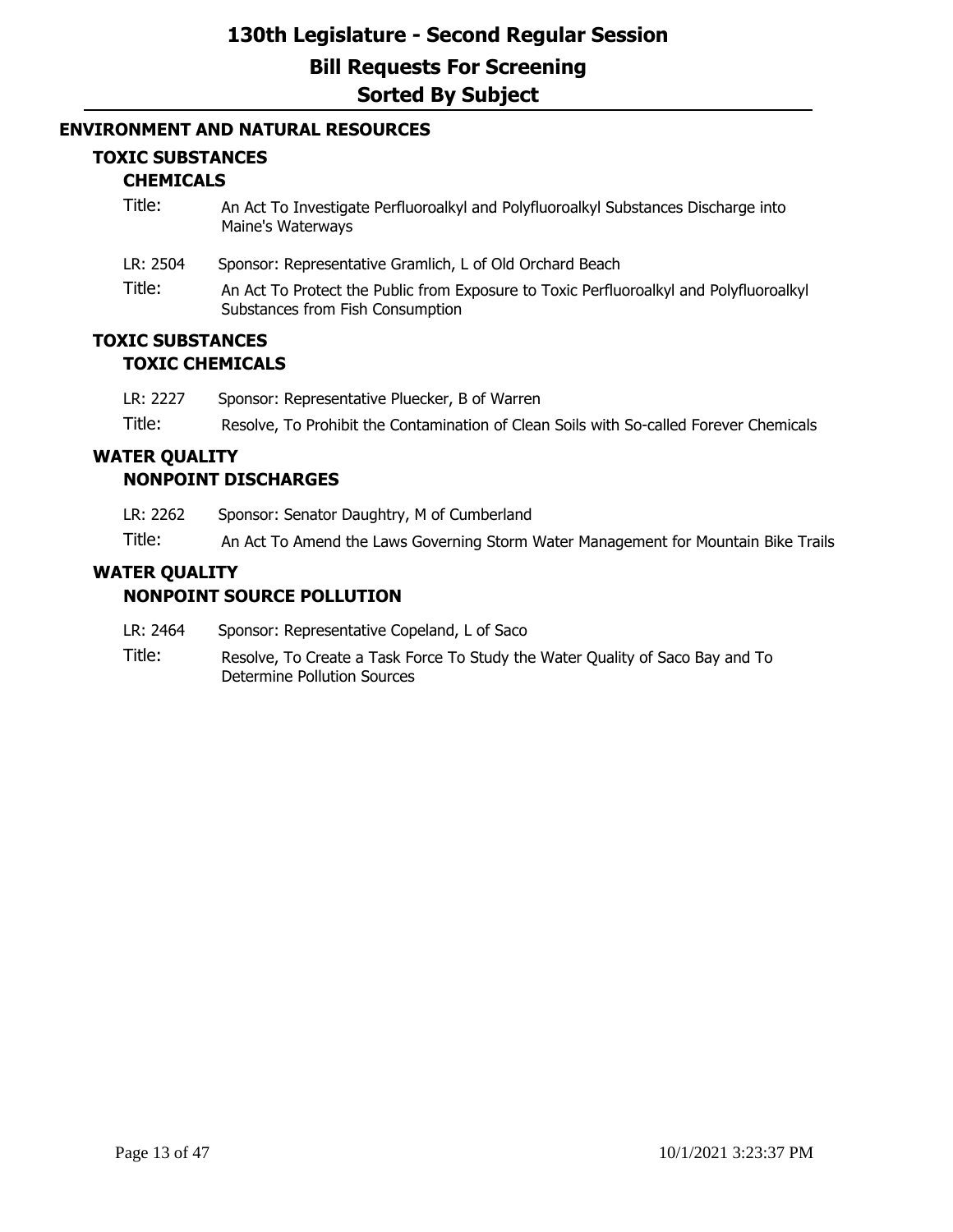# 130th Legislature - Second Regular Session

# Bill Requests For Screening

# Sorted By Subject

## ENVIRONMENT AND NATURAL RESOURCES

### TOXIC SUBSTANCES

#### CHEMICALS

Title: An Act To Investigate Perfluoroalkyl and Polyfluoroalkyl Substances Discharge into Maine's Waterways

LR: 2504 Sponsor: Representative Gramlich, L of Old Orchard Beach

Title: An Act To Protect the Public from Exposure to Toxic Perfluoroalkyl and Polyfluoroalkyl Substances from Fish Consumption

### TOXIC SUBSTANCES

#### TOXIC CHEMICALS

LR: 2227 Sponsor: Representative Pluecker, B of Warren

Title: Resolve, To Prohibit the Contamination of Clean Soils with So-called Forever Chemicals

### WATER QUALITY

#### NONPOINT DISCHARGES

LR: 2262 Sponsor: Senator Daughtry, M of Cumberland

Title: An Act To Amend the Laws Governing Storm Water Management for Mountain Bike Trails

### WATER QUALITY

#### NONPOINT SOURCE POLLUTION

LR: 2464 Sponsor: Representative Copeland, L of Saco

Title: Resolve, To Create a Task Force To Study the Water Quality of Saco Bay and To Determine Pollution Sources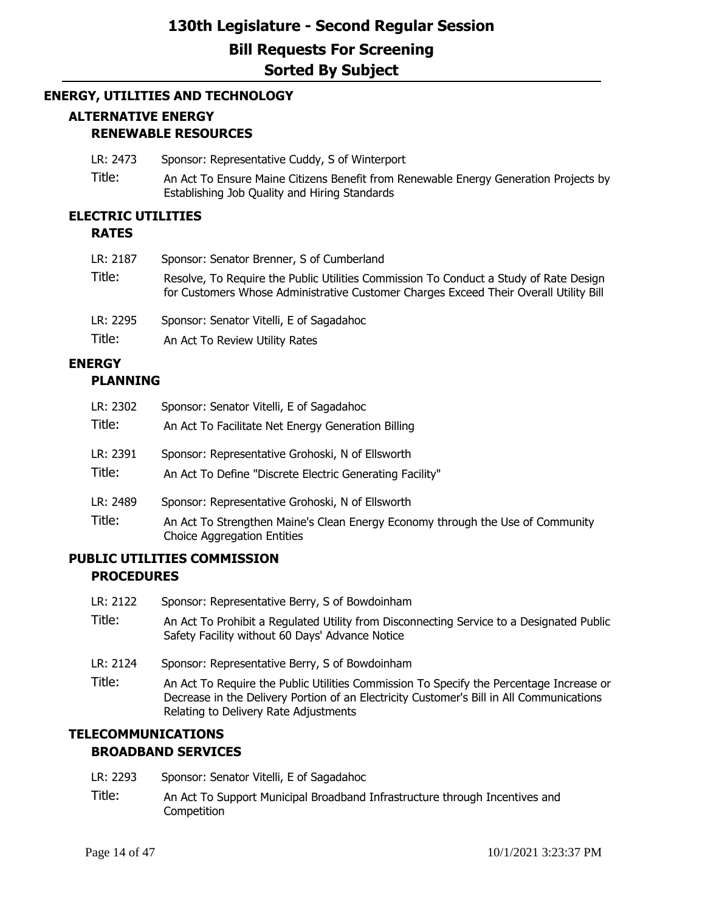# 130th Legislature - Second Regular Session

## Bill Requests For Screening

## Sorted By Subject

### ENERGY, UTILITIES AND TECHNOLOGY

#### ALTERNATIVE ENERGY

##### RENEWABLE RESOURCES

LR: 2473 Sponsor: Representative Cuddy, S of Winterport

Title: An Act To Ensure Maine Citizens Benefit from Renewable Energy Generation Projects by Establishing Job Quality and Hiring Standards

#### ELECTRIC UTILITIES

##### RATES

LR: 2187 Sponsor: Senator Brenner, S of Cumberland

Title: Resolve, To Require the Public Utilities Commission To Conduct a Study of Rate Design for Customers Whose Administrative Customer Charges Exceed Their Overall Utility Bill

LR: 2295 Sponsor: Senator Vitelli, E of Sagadahoc

Title: An Act To Review Utility Rates

#### ENERGY

##### PLANNING

LR: 2302 Sponsor: Senator Vitelli, E of Sagadahoc

Title: An Act To Facilitate Net Energy Generation Billing

LR: 2391 Sponsor: Representative Grohoski, N of Ellsworth

Title: An Act To Define "Discrete Electric Generating Facility"

LR: 2489 Sponsor: Representative Grohoski, N of Ellsworth

Title: An Act To Strengthen Maine's Clean Energy Economy through the Use of Community Choice Aggregation Entities

#### PUBLIC UTILITIES COMMISSION

##### PROCEDURES

LR: 2122 Sponsor: Representative Berry, S of Bowdoinham

Title: An Act To Prohibit a Regulated Utility from Disconnecting Service to a Designated Public Safety Facility without 60 Days' Advance Notice

LR: 2124 Sponsor: Representative Berry, S of Bowdoinham

Title: An Act To Require the Public Utilities Commission To Specify the Percentage Increase or Decrease in the Delivery Portion of an Electricity Customer's Bill in All Communications Relating to Delivery Rate Adjustments

#### TELECOMMUNICATIONS

##### BROADBAND SERVICES

LR: 2293 Sponsor: Senator Vitelli, E of Sagadahoc

Title: An Act To Support Municipal Broadband Infrastructure through Incentives and Competition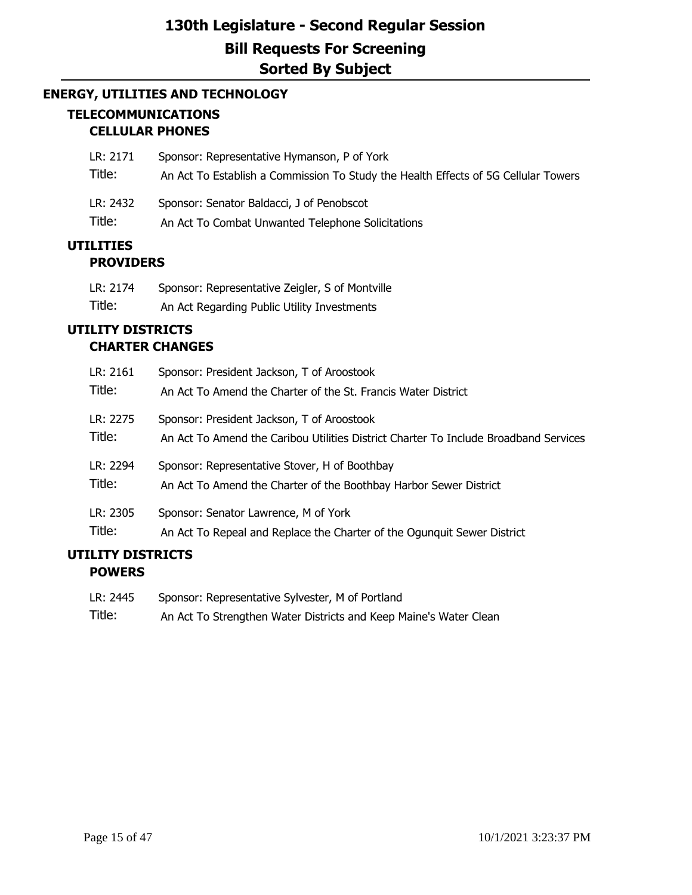# 130th Legislature - Second Regular Session

## Bill Requests For Screening

## Sorted By Subject

### ENERGY, UTILITIES AND TECHNOLOGY

#### TELECOMMUNICATIONS

##### CELLULAR PHONES

LR: 2171 Sponsor: Representative Hymanson, P of York
Title: An Act To Establish a Commission To Study the Health Effects of 5G Cellular Towers

LR: 2432 Sponsor: Senator Baldacci, J of Penobscot
Title: An Act To Combat Unwanted Telephone Solicitations

#### UTILITIES

##### PROVIDERS

LR: 2174 Sponsor: Representative Zeigler, S of Montville
Title: An Act Regarding Public Utility Investments

#### UTILITY DISTRICTS

##### CHARTER CHANGES

LR: 2161 Sponsor: President Jackson, T of Aroostook
Title: An Act To Amend the Charter of the St. Francis Water District

LR: 2275 Sponsor: President Jackson, T of Aroostook
Title: An Act To Amend the Caribou Utilities District Charter To Include Broadband Services

LR: 2294 Sponsor: Representative Stover, H of Boothbay
Title: An Act To Amend the Charter of the Boothbay Harbor Sewer District

LR: 2305 Sponsor: Senator Lawrence, M of York
Title: An Act To Repeal and Replace the Charter of the Ogunquit Sewer District

#### UTILITY DISTRICTS

##### POWERS

LR: 2445 Sponsor: Representative Sylvester, M of Portland
Title: An Act To Strengthen Water Districts and Keep Maine's Water Clean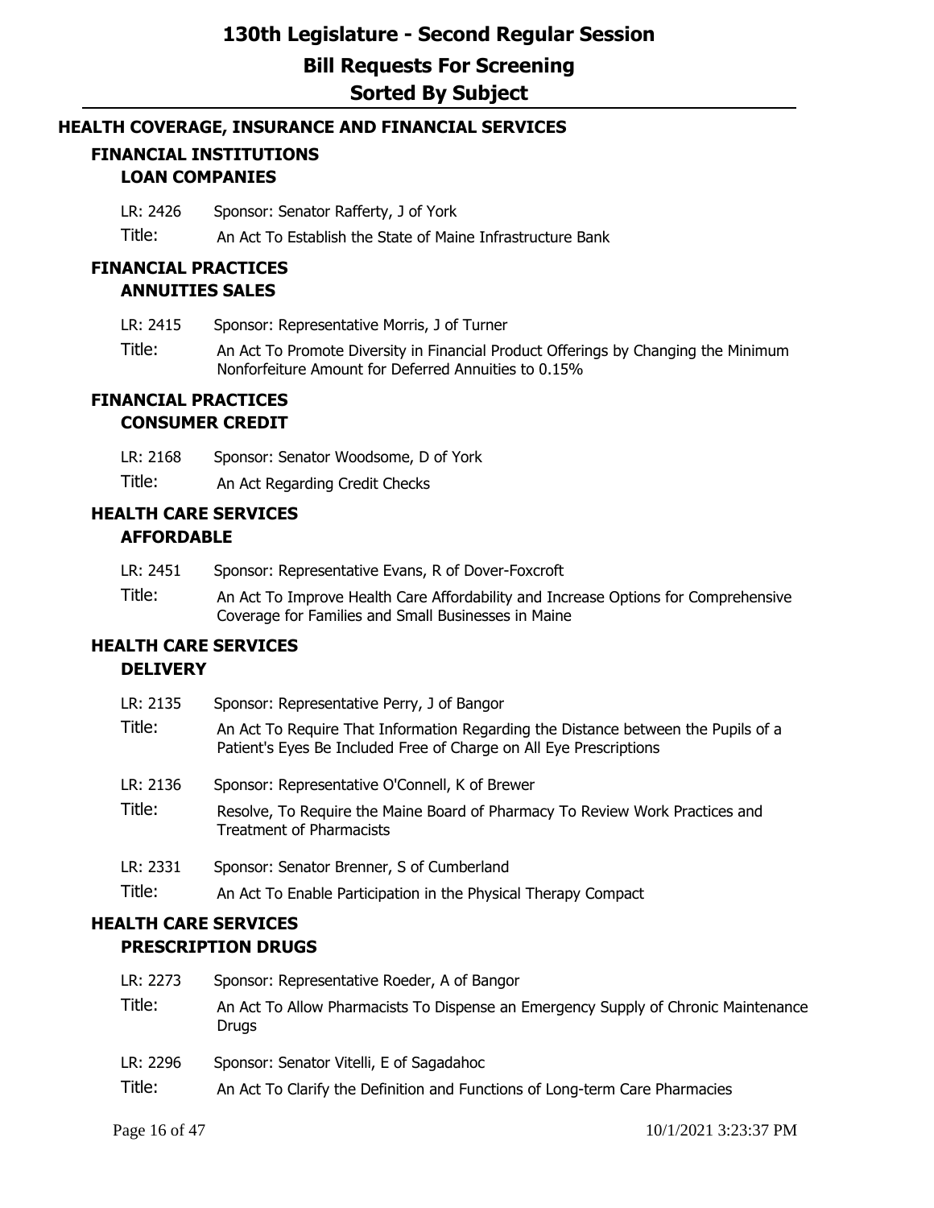# 130th Legislature - Second Regular Session

## Bill Requests For Screening

## Sorted By Subject

## HEALTH COVERAGE, INSURANCE AND FINANCIAL SERVICES

### FINANCIAL INSTITUTIONS

#### LOAN COMPANIES

LR: 2426 Sponsor: Senator Rafferty, J of York

Title: An Act To Establish the State of Maine Infrastructure Bank

### FINANCIAL PRACTICES

#### ANNUITIES SALES

LR: 2415 Sponsor: Representative Morris, J of Turner

Title: An Act To Promote Diversity in Financial Product Offerings by Changing the Minimum Nonforfeiture Amount for Deferred Annuities to 0.15%

### FINANCIAL PRACTICES

#### CONSUMER CREDIT

LR: 2168 Sponsor: Senator Woodsome, D of York

Title: An Act Regarding Credit Checks

### HEALTH CARE SERVICES

#### AFFORDABLE

LR: 2451 Sponsor: Representative Evans, R of Dover-Foxcroft

Title: An Act To Improve Health Care Affordability and Increase Options for Comprehensive Coverage for Families and Small Businesses in Maine

### HEALTH CARE SERVICES

#### DELIVERY

LR: 2135 Sponsor: Representative Perry, J of Bangor

Title: An Act To Require That Information Regarding the Distance between the Pupils of a Patient's Eyes Be Included Free of Charge on All Eye Prescriptions

LR: 2136 Sponsor: Representative O'Connell, K of Brewer

Title: Resolve, To Require the Maine Board of Pharmacy To Review Work Practices and Treatment of Pharmacists

LR: 2331 Sponsor: Senator Brenner, S of Cumberland

Title: An Act To Enable Participation in the Physical Therapy Compact

### HEALTH CARE SERVICES

#### PRESCRIPTION DRUGS

LR: 2273 Sponsor: Representative Roeder, A of Bangor

Title: An Act To Allow Pharmacists To Dispense an Emergency Supply of Chronic Maintenance Drugs

LR: 2296 Sponsor: Senator Vitelli, E of Sagadahoc

Title: An Act To Clarify the Definition and Functions of Long-term Care Pharmacies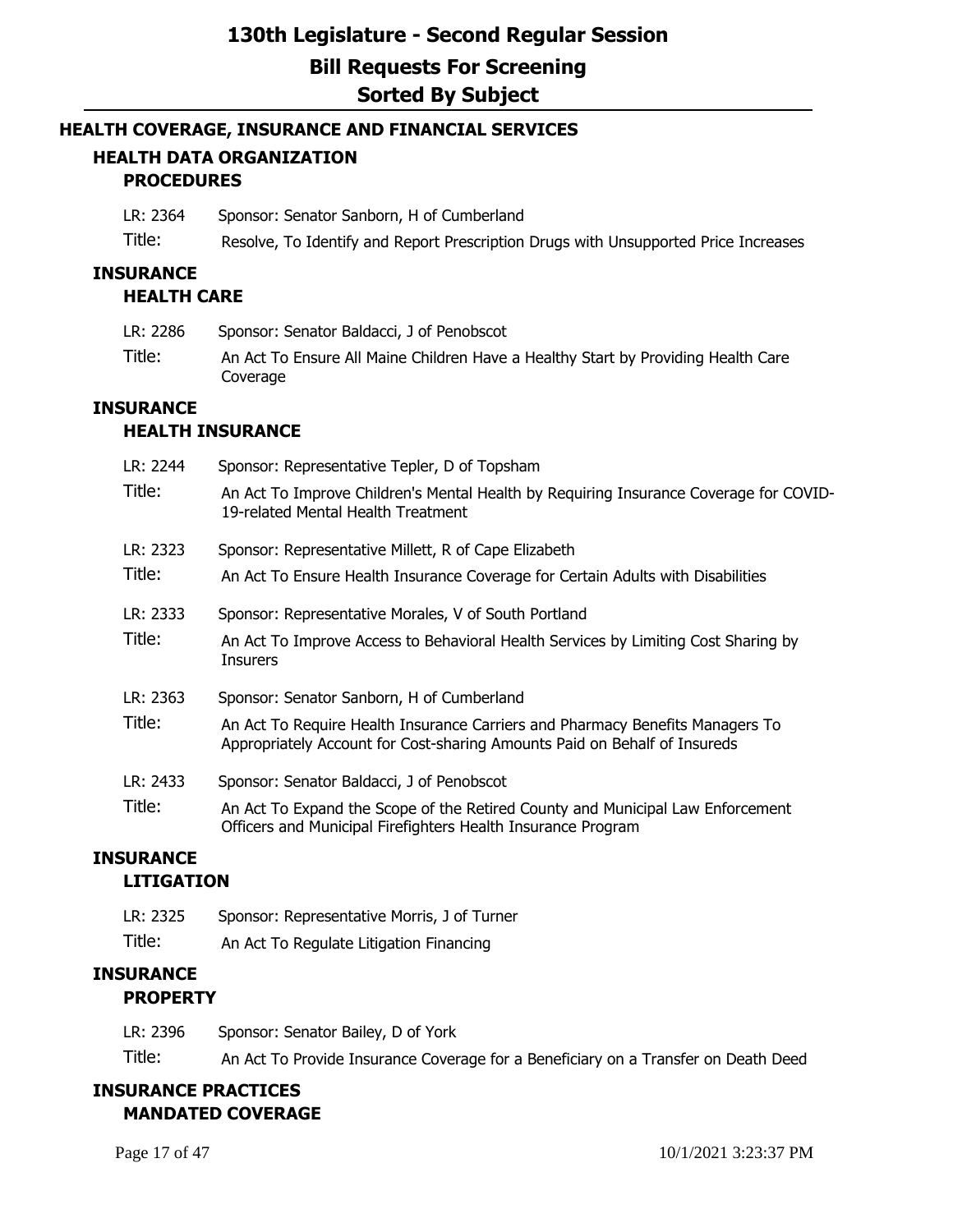# 130th Legislature - Second Regular Session

## Bill Requests For Screening

## Sorted By Subject

### HEALTH COVERAGE, INSURANCE AND FINANCIAL SERVICES

#### HEALTH DATA ORGANIZATION

##### PROCEDURES

LR: 2364 Sponsor: Senator Sanborn, H of Cumberland

Title: Resolve, To Identify and Report Prescription Drugs with Unsupported Price Increases

#### INSURANCE

##### HEALTH CARE

LR: 2286 Sponsor: Senator Baldacci, J of Penobscot

Title: An Act To Ensure All Maine Children Have a Healthy Start by Providing Health Care Coverage

#### INSURANCE

##### HEALTH INSURANCE

LR: 2244 Sponsor: Representative Tepler, D of Topsham

Title: An Act To Improve Children's Mental Health by Requiring Insurance Coverage for COVID-19-related Mental Health Treatment

LR: 2323 Sponsor: Representative Millett, R of Cape Elizabeth

Title: An Act To Ensure Health Insurance Coverage for Certain Adults with Disabilities

LR: 2333 Sponsor: Representative Morales, V of South Portland

Title: An Act To Improve Access to Behavioral Health Services by Limiting Cost Sharing by Insurers

LR: 2363 Sponsor: Senator Sanborn, H of Cumberland

Title: An Act To Require Health Insurance Carriers and Pharmacy Benefits Managers To Appropriately Account for Cost-sharing Amounts Paid on Behalf of Insureds

LR: 2433 Sponsor: Senator Baldacci, J of Penobscot

Title: An Act To Expand the Scope of the Retired County and Municipal Law Enforcement Officers and Municipal Firefighters Health Insurance Program

#### INSURANCE

##### LITIGATION

LR: 2325 Sponsor: Representative Morris, J of Turner

Title: An Act To Regulate Litigation Financing

#### INSURANCE

##### PROPERTY

LR: 2396 Sponsor: Senator Bailey, D of York

Title: An Act To Provide Insurance Coverage for a Beneficiary on a Transfer on Death Deed

#### INSURANCE PRACTICES

##### MANDATED COVERAGE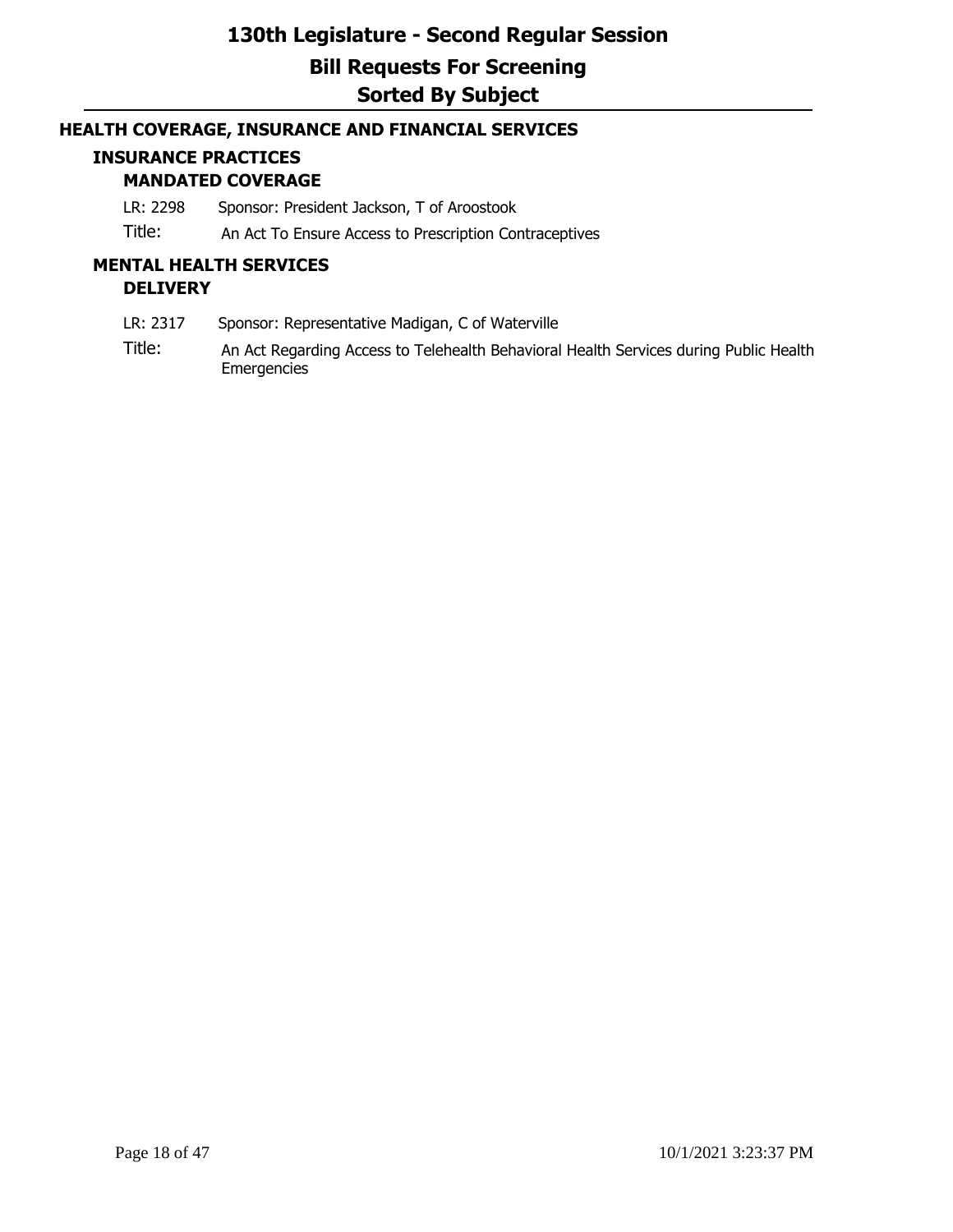# HEALTH COVERAGE, INSURANCE AND FINANCIAL SERVICES

## INSURANCE PRACTICES

### MANDATED COVERAGE

LR: 2298 Sponsor: President Jackson, T of Aroostook

Title: An Act To Ensure Access to Prescription Contraceptives

## MENTAL HEALTH SERVICES

### DELIVERY

LR: 2317 Sponsor: Representative Madigan, C of Waterville

Title: An Act Regarding Access to Telehealth Behavioral Health Services during Public Health Emergencies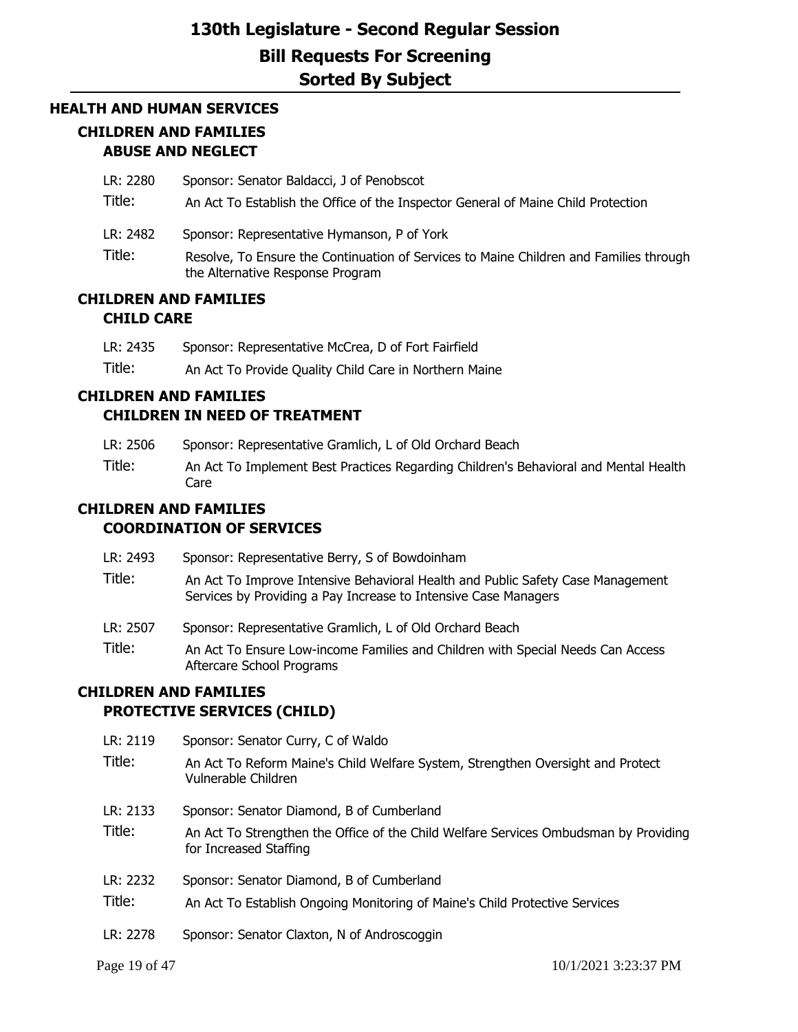# 130th Legislature - Second Regular Session

## Bill Requests For Screening

## Sorted By Subject

### HEALTH AND HUMAN SERVICES

#### CHILDREN AND FAMILIES
#### ABUSE AND NEGLECT

LR: 2280 Sponsor: Senator Baldacci, J of Penobscot

Title: An Act To Establish the Office of the Inspector General of Maine Child Protection

LR: 2482 Sponsor: Representative Hymanson, P of York

Title: Resolve, To Ensure the Continuation of Services to Maine Children and Families through the Alternative Response Program

#### CHILDREN AND FAMILIES
#### CHILD CARE

LR: 2435 Sponsor: Representative McCrea, D of Fort Fairfield

Title: An Act To Provide Quality Child Care in Northern Maine

#### CHILDREN AND FAMILIES
#### CHILDREN IN NEED OF TREATMENT

LR: 2506 Sponsor: Representative Gramlich, L of Old Orchard Beach

Title: An Act To Implement Best Practices Regarding Children's Behavioral and Mental Health Care

#### CHILDREN AND FAMILIES
#### COORDINATION OF SERVICES

LR: 2493 Sponsor: Representative Berry, S of Bowdoinham

Title: An Act To Improve Intensive Behavioral Health and Public Safety Case Management Services by Providing a Pay Increase to Intensive Case Managers

LR: 2507 Sponsor: Representative Gramlich, L of Old Orchard Beach

Title: An Act To Ensure Low-income Families and Children with Special Needs Can Access Aftercare School Programs

#### CHILDREN AND FAMILIES
#### PROTECTIVE SERVICES (CHILD)

LR: 2119 Sponsor: Senator Curry, C of Waldo

Title: An Act To Reform Maine's Child Welfare System, Strengthen Oversight and Protect Vulnerable Children

LR: 2133 Sponsor: Senator Diamond, B of Cumberland

Title: An Act To Strengthen the Office of the Child Welfare Services Ombudsman by Providing for Increased Staffing

LR: 2232 Sponsor: Senator Diamond, B of Cumberland

Title: An Act To Establish Ongoing Monitoring of Maine's Child Protective Services

LR: 2278 Sponsor: Senator Claxton, N of Androscoggin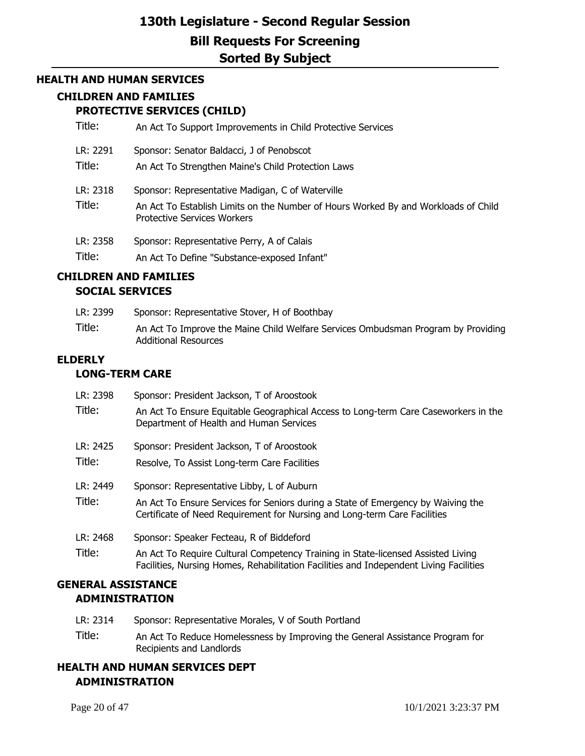# 130th Legislature - Second Regular Session

## Bill Requests For Screening

## Sorted By Subject

### HEALTH AND HUMAN SERVICES

#### CHILDREN AND FAMILIES

##### PROTECTIVE SERVICES (CHILD)

Title: An Act To Support Improvements in Child Protective Services

LR: 2291 Sponsor: Senator Baldacci, J of Penobscot

Title: An Act To Strengthen Maine's Child Protection Laws

LR: 2318 Sponsor: Representative Madigan, C of Waterville

Title: An Act To Establish Limits on the Number of Hours Worked By and Workloads of Child Protective Services Workers

LR: 2358 Sponsor: Representative Perry, A of Calais

Title: An Act To Define "Substance-exposed Infant"

#### CHILDREN AND FAMILIES

##### SOCIAL SERVICES

LR: 2399 Sponsor: Representative Stover, H of Boothbay

Title: An Act To Improve the Maine Child Welfare Services Ombudsman Program by Providing Additional Resources

#### ELDERLY

##### LONG-TERM CARE

LR: 2398 Sponsor: President Jackson, T of Aroostook

Title: An Act To Ensure Equitable Geographical Access to Long-term Care Caseworkers in the Department of Health and Human Services

LR: 2425 Sponsor: President Jackson, T of Aroostook

Title: Resolve, To Assist Long-term Care Facilities

LR: 2449 Sponsor: Representative Libby, L of Auburn

Title: An Act To Ensure Services for Seniors during a State of Emergency by Waiving the Certificate of Need Requirement for Nursing and Long-term Care Facilities

LR: 2468 Sponsor: Speaker Fecteau, R of Biddeford

Title: An Act To Require Cultural Competency Training in State-licensed Assisted Living Facilities, Nursing Homes, Rehabilitation Facilities and Independent Living Facilities

#### GENERAL ASSISTANCE

##### ADMINISTRATION

LR: 2314 Sponsor: Representative Morales, V of South Portland

Title: An Act To Reduce Homelessness by Improving the General Assistance Program for Recipients and Landlords

#### HEALTH AND HUMAN SERVICES DEPT

##### ADMINISTRATION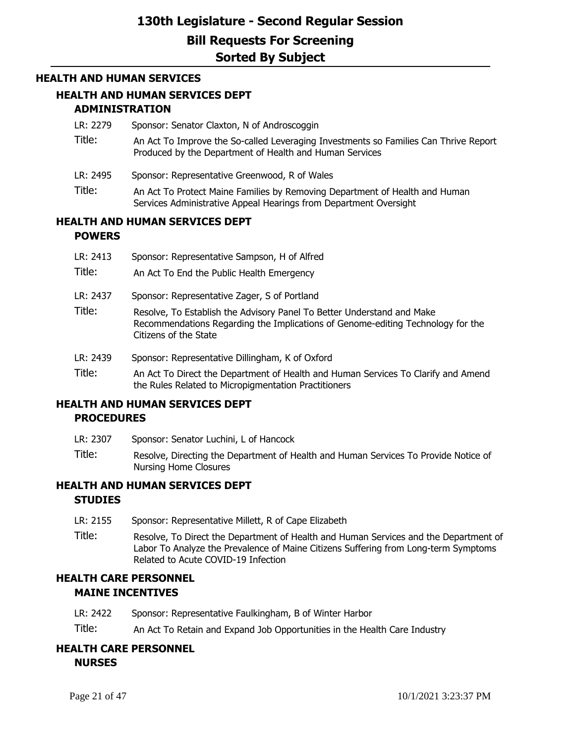# HEALTH AND HUMAN SERVICES

## HEALTH AND HUMAN SERVICES DEPT

### ADMINISTRATION

LR: 2279 Sponsor: Senator Claxton, N of Androscoggin

Title: An Act To Improve the So-called Leveraging Investments so Families Can Thrive Report Produced by the Department of Health and Human Services

LR: 2495 Sponsor: Representative Greenwood, R of Wales

Title: An Act To Protect Maine Families by Removing Department of Health and Human Services Administrative Appeal Hearings from Department Oversight

## HEALTH AND HUMAN SERVICES DEPT

### POWERS

LR: 2413 Sponsor: Representative Sampson, H of Alfred

Title: An Act To End the Public Health Emergency

LR: 2437 Sponsor: Representative Zager, S of Portland

Title: Resolve, To Establish the Advisory Panel To Better Understand and Make Recommendations Regarding the Implications of Genome-editing Technology for the Citizens of the State

LR: 2439 Sponsor: Representative Dillingham, K of Oxford

Title: An Act To Direct the Department of Health and Human Services To Clarify and Amend the Rules Related to Micropigmentation Practitioners

## HEALTH AND HUMAN SERVICES DEPT

### PROCEDURES

LR: 2307 Sponsor: Senator Luchini, L of Hancock

Title: Resolve, Directing the Department of Health and Human Services To Provide Notice of Nursing Home Closures

## HEALTH AND HUMAN SERVICES DEPT

### STUDIES

LR: 2155 Sponsor: Representative Millett, R of Cape Elizabeth

Title: Resolve, To Direct the Department of Health and Human Services and the Department of Labor To Analyze the Prevalence of Maine Citizens Suffering from Long-term Symptoms Related to Acute COVID-19 Infection

## HEALTH CARE PERSONNEL

### MAINE INCENTIVES

LR: 2422 Sponsor: Representative Faulkingham, B of Winter Harbor

Title: An Act To Retain and Expand Job Opportunities in the Health Care Industry

## HEALTH CARE PERSONNEL

### NURSES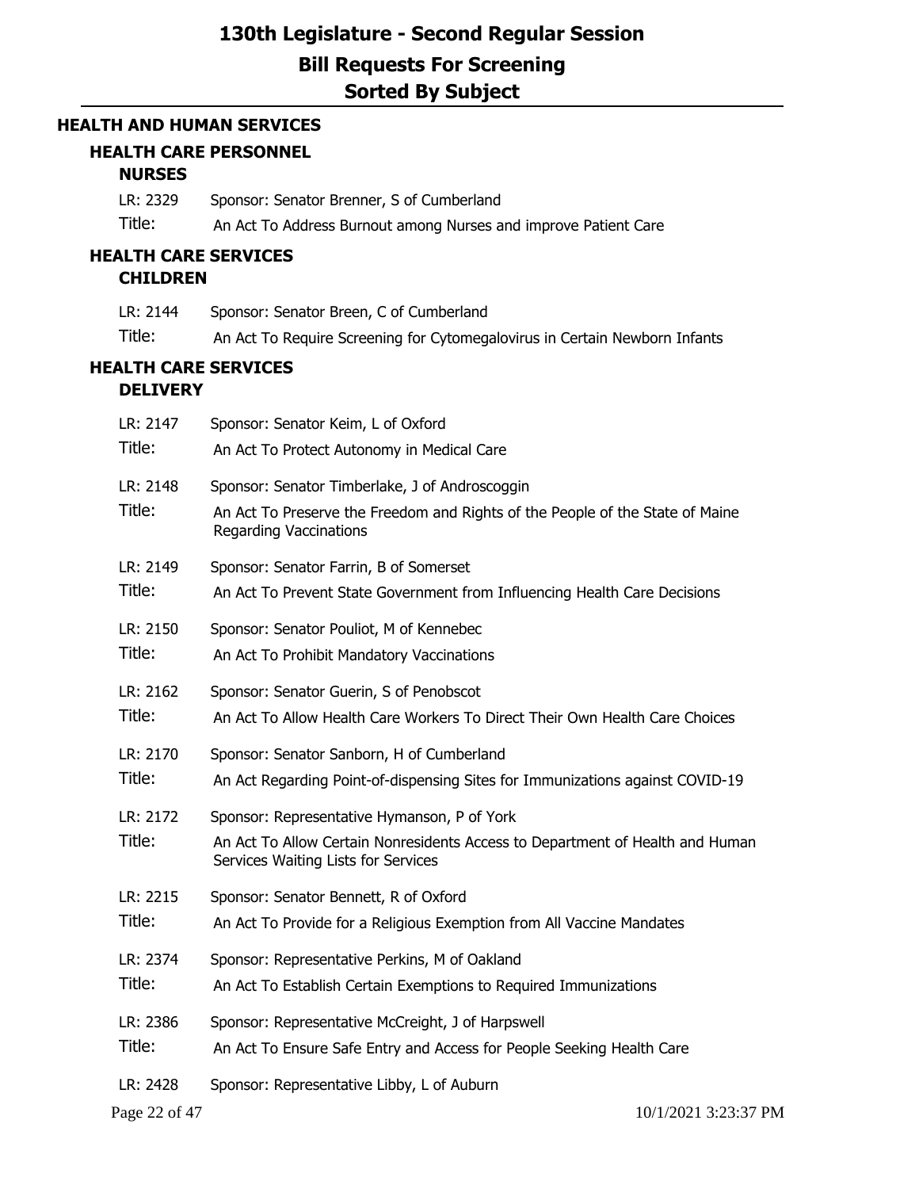# 130th Legislature - Second Regular Session

## Bill Requests For Screening

## Sorted By Subject

### HEALTH AND HUMAN SERVICES

#### HEALTH CARE PERSONNEL

##### NURSES

LR: 2329 Sponsor: Senator Brenner, S of Cumberland

Title: An Act To Address Burnout among Nurses and improve Patient Care

#### HEALTH CARE SERVICES

##### CHILDREN

LR: 2144 Sponsor: Senator Breen, C of Cumberland

Title: An Act To Require Screening for Cytomegalovirus in Certain Newborn Infants

#### HEALTH CARE SERVICES

##### DELIVERY

LR: 2147 Sponsor: Senator Keim, L of Oxford

Title: An Act To Protect Autonomy in Medical Care

LR: 2148 Sponsor: Senator Timberlake, J of Androscoggin

Title: An Act To Preserve the Freedom and Rights of the People of the State of Maine Regarding Vaccinations

LR: 2149 Sponsor: Senator Farrin, B of Somerset

Title: An Act To Prevent State Government from Influencing Health Care Decisions

LR: 2150 Sponsor: Senator Pouliot, M of Kennebec

Title: An Act To Prohibit Mandatory Vaccinations

LR: 2162 Sponsor: Senator Guerin, S of Penobscot

Title: An Act To Allow Health Care Workers To Direct Their Own Health Care Choices

LR: 2170 Sponsor: Senator Sanborn, H of Cumberland

Title: An Act Regarding Point-of-dispensing Sites for Immunizations against COVID-19

LR: 2172 Sponsor: Representative Hymanson, P of York

Title: An Act To Allow Certain Nonresidents Access to Department of Health and Human Services Waiting Lists for Services

LR: 2215 Sponsor: Senator Bennett, R of Oxford

Title: An Act To Provide for a Religious Exemption from All Vaccine Mandates

LR: 2374 Sponsor: Representative Perkins, M of Oakland

Title: An Act To Establish Certain Exemptions to Required Immunizations

LR: 2386 Sponsor: Representative McCreight, J of Harpswell

Title: An Act To Ensure Safe Entry and Access for People Seeking Health Care

LR: 2428 Sponsor: Representative Libby, L of Auburn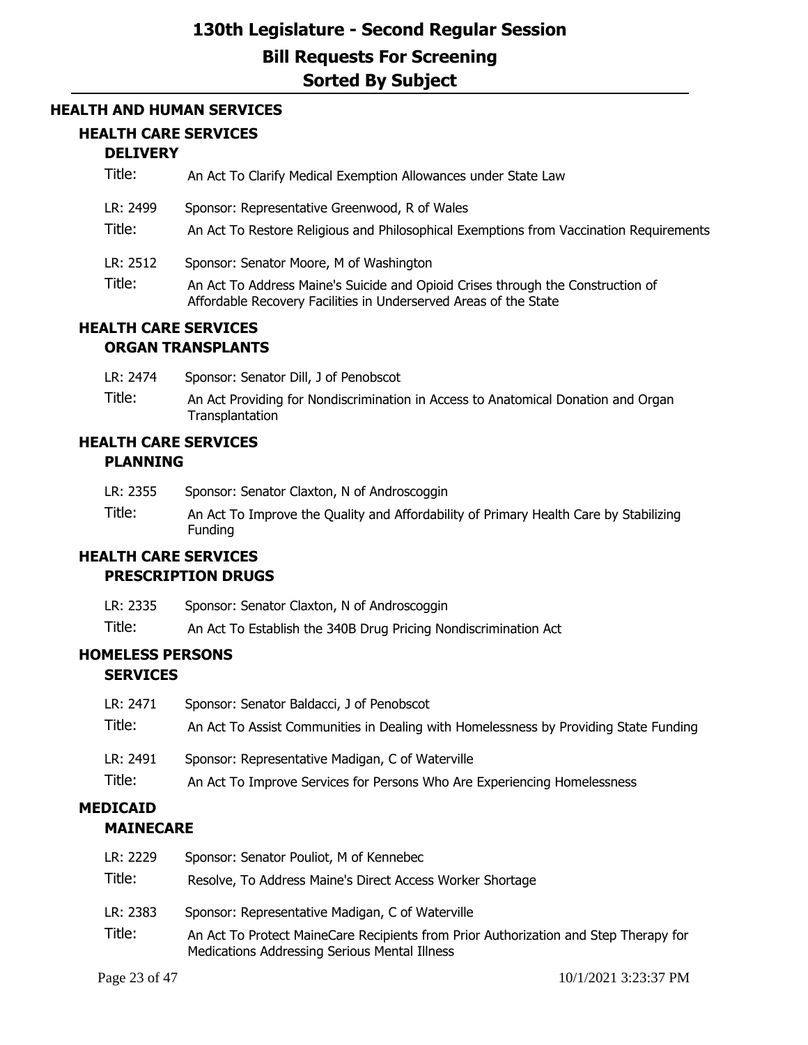# 130th Legislature - Second Regular Session

## Bill Requests For Screening

## Sorted By Subject

### HEALTH AND HUMAN SERVICES

#### HEALTH CARE SERVICES

##### DELIVERY

Title: An Act To Clarify Medical Exemption Allowances under State Law

LR: 2499 Sponsor: Representative Greenwood, R of Wales

Title: An Act To Restore Religious and Philosophical Exemptions from Vaccination Requirements

LR: 2512 Sponsor: Senator Moore, M of Washington

Title: An Act To Address Maine's Suicide and Opioid Crises through the Construction of Affordable Recovery Facilities in Underserved Areas of the State

#### HEALTH CARE SERVICES

##### ORGAN TRANSPLANTS

LR: 2474 Sponsor: Senator Dill, J of Penobscot

Title: An Act Providing for Nondiscrimination in Access to Anatomical Donation and Organ Transplantation

#### HEALTH CARE SERVICES

##### PLANNING

LR: 2355 Sponsor: Senator Claxton, N of Androscoggin

Title: An Act To Improve the Quality and Affordability of Primary Health Care by Stabilizing Funding

#### HEALTH CARE SERVICES

##### PRESCRIPTION DRUGS

LR: 2335 Sponsor: Senator Claxton, N of Androscoggin

Title: An Act To Establish the 340B Drug Pricing Nondiscrimination Act

#### HOMELESS PERSONS

##### SERVICES

LR: 2471 Sponsor: Senator Baldacci, J of Penobscot

Title: An Act To Assist Communities in Dealing with Homelessness by Providing State Funding

LR: 2491 Sponsor: Representative Madigan, C of Waterville

Title: An Act To Improve Services for Persons Who Are Experiencing Homelessness

#### MEDICAID

##### MAINECARE

LR: 2229 Sponsor: Senator Pouliot, M of Kennebec

Title: Resolve, To Address Maine's Direct Access Worker Shortage

LR: 2383 Sponsor: Representative Madigan, C of Waterville

Title: An Act To Protect MaineCare Recipients from Prior Authorization and Step Therapy for Medications Addressing Serious Mental Illness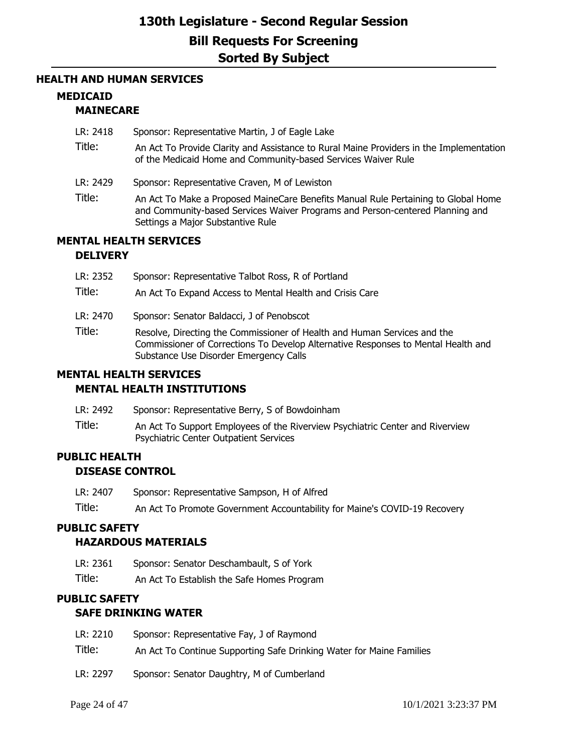## HEALTH AND HUMAN SERVICES

### MEDICAID

#### MAINECARE

LR: 2418 Sponsor: Representative Martin, J of Eagle Lake

Title: An Act To Provide Clarity and Assistance to Rural Maine Providers in the Implementation of the Medicaid Home and Community-based Services Waiver Rule

LR: 2429 Sponsor: Representative Craven, M of Lewiston

Title: An Act To Make a Proposed MaineCare Benefits Manual Rule Pertaining to Global Home and Community-based Services Waiver Programs and Person-centered Planning and Settings a Major Substantive Rule

### MENTAL HEALTH SERVICES

#### DELIVERY

LR: 2352 Sponsor: Representative Talbot Ross, R of Portland

Title: An Act To Expand Access to Mental Health and Crisis Care

LR: 2470 Sponsor: Senator Baldacci, J of Penobscot

Title: Resolve, Directing the Commissioner of Health and Human Services and the Commissioner of Corrections To Develop Alternative Responses to Mental Health and Substance Use Disorder Emergency Calls

### MENTAL HEALTH SERVICES

#### MENTAL HEALTH INSTITUTIONS

LR: 2492 Sponsor: Representative Berry, S of Bowdoinham

Title: An Act To Support Employees of the Riverview Psychiatric Center and Riverview Psychiatric Center Outpatient Services

### PUBLIC HEALTH

#### DISEASE CONTROL

LR: 2407 Sponsor: Representative Sampson, H of Alfred

Title: An Act To Promote Government Accountability for Maine's COVID-19 Recovery

### PUBLIC SAFETY

#### HAZARDOUS MATERIALS

LR: 2361 Sponsor: Senator Deschambault, S of York

Title: An Act To Establish the Safe Homes Program

### PUBLIC SAFETY

#### SAFE DRINKING WATER

LR: 2210 Sponsor: Representative Fay, J of Raymond

Title: An Act To Continue Supporting Safe Drinking Water for Maine Families

LR: 2297 Sponsor: Senator Daughtry, M of Cumberland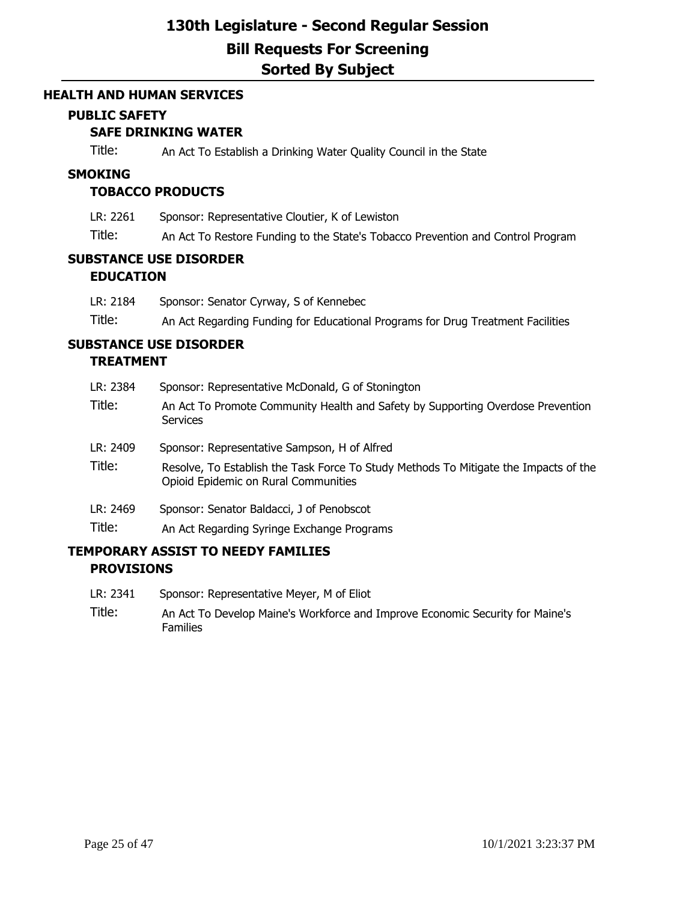# 130th Legislature - Second Regular Session

## Bill Requests For Screening

## Sorted By Subject

## HEALTH AND HUMAN SERVICES

### PUBLIC SAFETY

#### SAFE DRINKING WATER

Title: An Act To Establish a Drinking Water Quality Council in the State

### SMOKING

#### TOBACCO PRODUCTS

LR: 2261 Sponsor: Representative Cloutier, K of Lewiston

Title: An Act To Restore Funding to the State's Tobacco Prevention and Control Program

### SUBSTANCE USE DISORDER

#### EDUCATION

LR: 2184 Sponsor: Senator Cyrway, S of Kennebec

Title: An Act Regarding Funding for Educational Programs for Drug Treatment Facilities

### SUBSTANCE USE DISORDER

#### TREATMENT

LR: 2384 Sponsor: Representative McDonald, G of Stonington

Title: An Act To Promote Community Health and Safety by Supporting Overdose Prevention Services

LR: 2409 Sponsor: Representative Sampson, H of Alfred

Title: Resolve, To Establish the Task Force To Study Methods To Mitigate the Impacts of the Opioid Epidemic on Rural Communities

LR: 2469 Sponsor: Senator Baldacci, J of Penobscot

Title: An Act Regarding Syringe Exchange Programs

### TEMPORARY ASSIST TO NEEDY FAMILIES

#### PROVISIONS

LR: 2341 Sponsor: Representative Meyer, M of Eliot

Title: An Act To Develop Maine's Workforce and Improve Economic Security for Maine's Families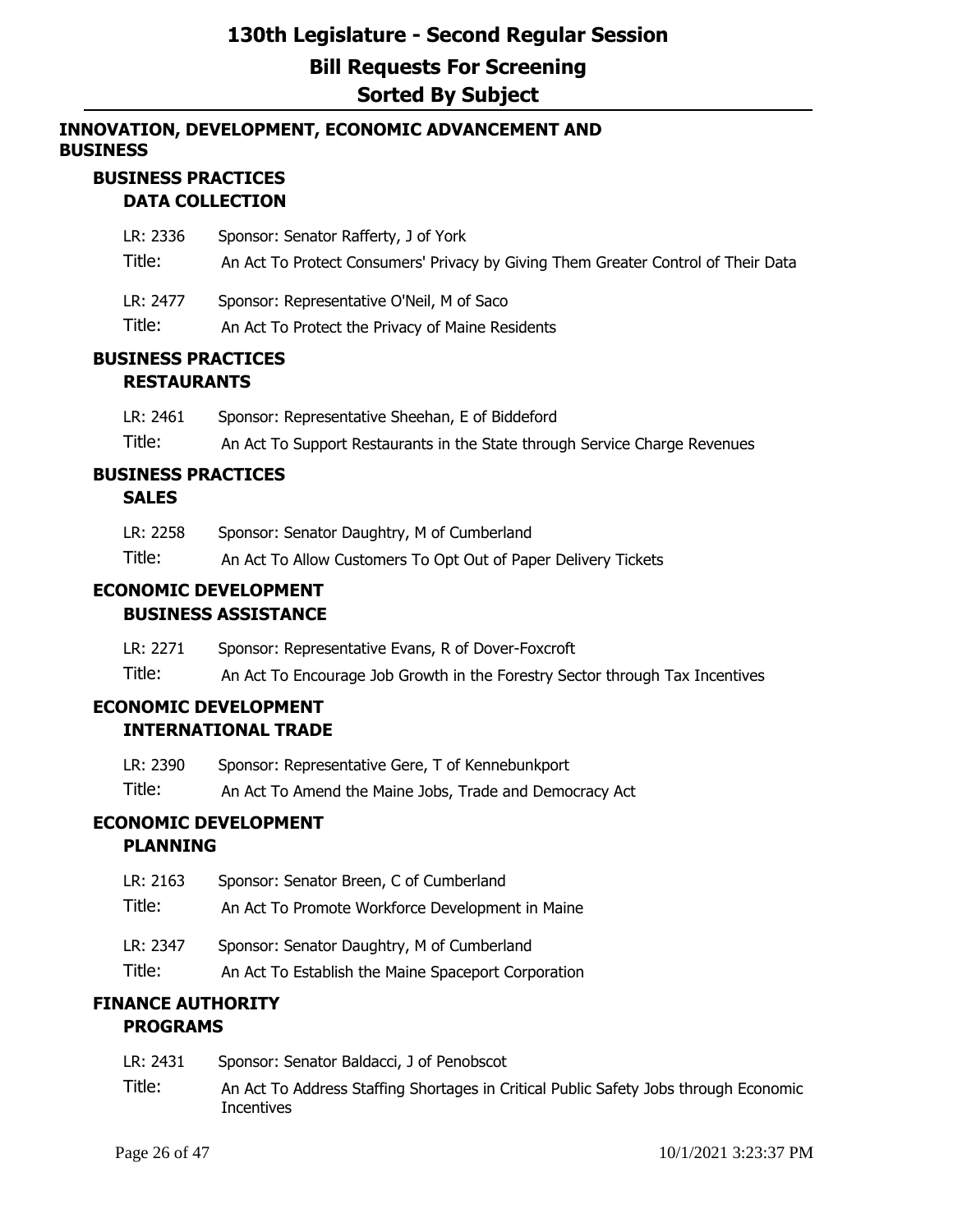## INNOVATION, DEVELOPMENT, ECONOMIC ADVANCEMENT AND BUSINESS

### BUSINESS PRACTICES
#### DATA COLLECTION

LR: 2336 Sponsor: Senator Rafferty, J of York
Title: An Act To Protect Consumers' Privacy by Giving Them Greater Control of Their Data

LR: 2477 Sponsor: Representative O'Neil, M of Saco
Title: An Act To Protect the Privacy of Maine Residents

### BUSINESS PRACTICES
#### RESTAURANTS

LR: 2461 Sponsor: Representative Sheehan, E of Biddeford
Title: An Act To Support Restaurants in the State through Service Charge Revenues

### BUSINESS PRACTICES
#### SALES

LR: 2258 Sponsor: Senator Daughtry, M of Cumberland
Title: An Act To Allow Customers To Opt Out of Paper Delivery Tickets

### ECONOMIC DEVELOPMENT
#### BUSINESS ASSISTANCE

LR: 2271 Sponsor: Representative Evans, R of Dover-Foxcroft
Title: An Act To Encourage Job Growth in the Forestry Sector through Tax Incentives

### ECONOMIC DEVELOPMENT
#### INTERNATIONAL TRADE

LR: 2390 Sponsor: Representative Gere, T of Kennebunkport
Title: An Act To Amend the Maine Jobs, Trade and Democracy Act

### ECONOMIC DEVELOPMENT
#### PLANNING

LR: 2163 Sponsor: Senator Breen, C of Cumberland
Title: An Act To Promote Workforce Development in Maine

LR: 2347 Sponsor: Senator Daughtry, M of Cumberland
Title: An Act To Establish the Maine Spaceport Corporation

### FINANCE AUTHORITY
#### PROGRAMS

LR: 2431 Sponsor: Senator Baldacci, J of Penobscot
Title: An Act To Address Staffing Shortages in Critical Public Safety Jobs through Economic Incentives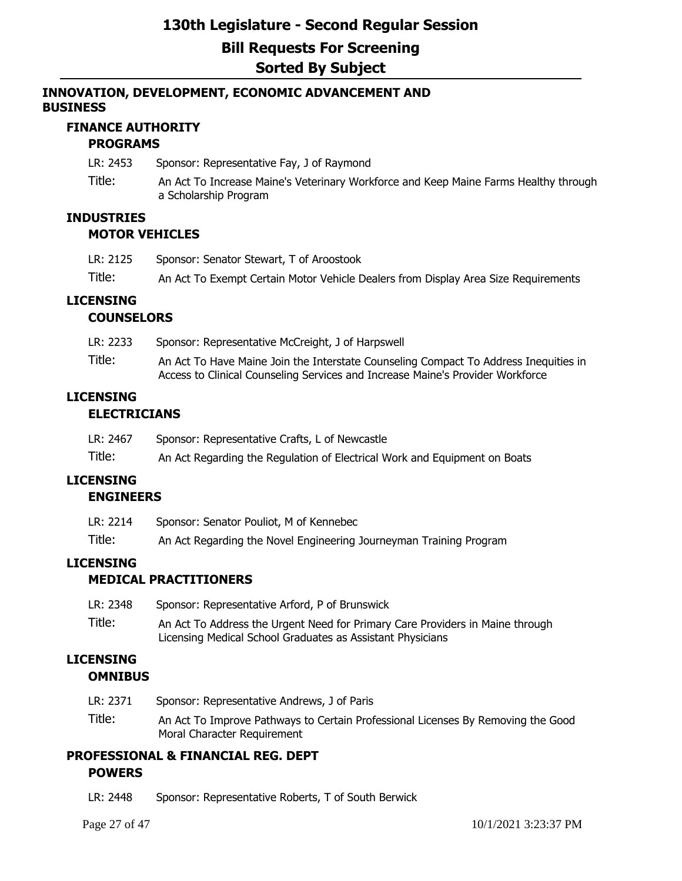# 130th Legislature - Second Regular Session

## Bill Requests For Screening

## Sorted By Subject

### INNOVATION, DEVELOPMENT, ECONOMIC ADVANCEMENT AND BUSINESS

#### FINANCE AUTHORITY

##### PROGRAMS

LR: 2453 Sponsor: Representative Fay, J of Raymond

Title: An Act To Increase Maine's Veterinary Workforce and Keep Maine Farms Healthy through a Scholarship Program

#### INDUSTRIES

##### MOTOR VEHICLES

LR: 2125 Sponsor: Senator Stewart, T of Aroostook

Title: An Act To Exempt Certain Motor Vehicle Dealers from Display Area Size Requirements

#### LICENSING

##### COUNSELORS

LR: 2233 Sponsor: Representative McCreight, J of Harpswell

Title: An Act To Have Maine Join the Interstate Counseling Compact To Address Inequities in Access to Clinical Counseling Services and Increase Maine's Provider Workforce

#### LICENSING

##### ELECTRICIANS

LR: 2467 Sponsor: Representative Crafts, L of Newcastle

Title: An Act Regarding the Regulation of Electrical Work and Equipment on Boats

#### LICENSING

##### ENGINEERS

LR: 2214 Sponsor: Senator Pouliot, M of Kennebec

Title: An Act Regarding the Novel Engineering Journeyman Training Program

#### LICENSING

##### MEDICAL PRACTITIONERS

LR: 2348 Sponsor: Representative Arford, P of Brunswick

Title: An Act To Address the Urgent Need for Primary Care Providers in Maine through Licensing Medical School Graduates as Assistant Physicians

#### LICENSING

##### OMNIBUS

LR: 2371 Sponsor: Representative Andrews, J of Paris

Title: An Act To Improve Pathways to Certain Professional Licenses By Removing the Good Moral Character Requirement

#### PROFESSIONAL & FINANCIAL REG. DEPT

##### POWERS

LR: 2448 Sponsor: Representative Roberts, T of South Berwick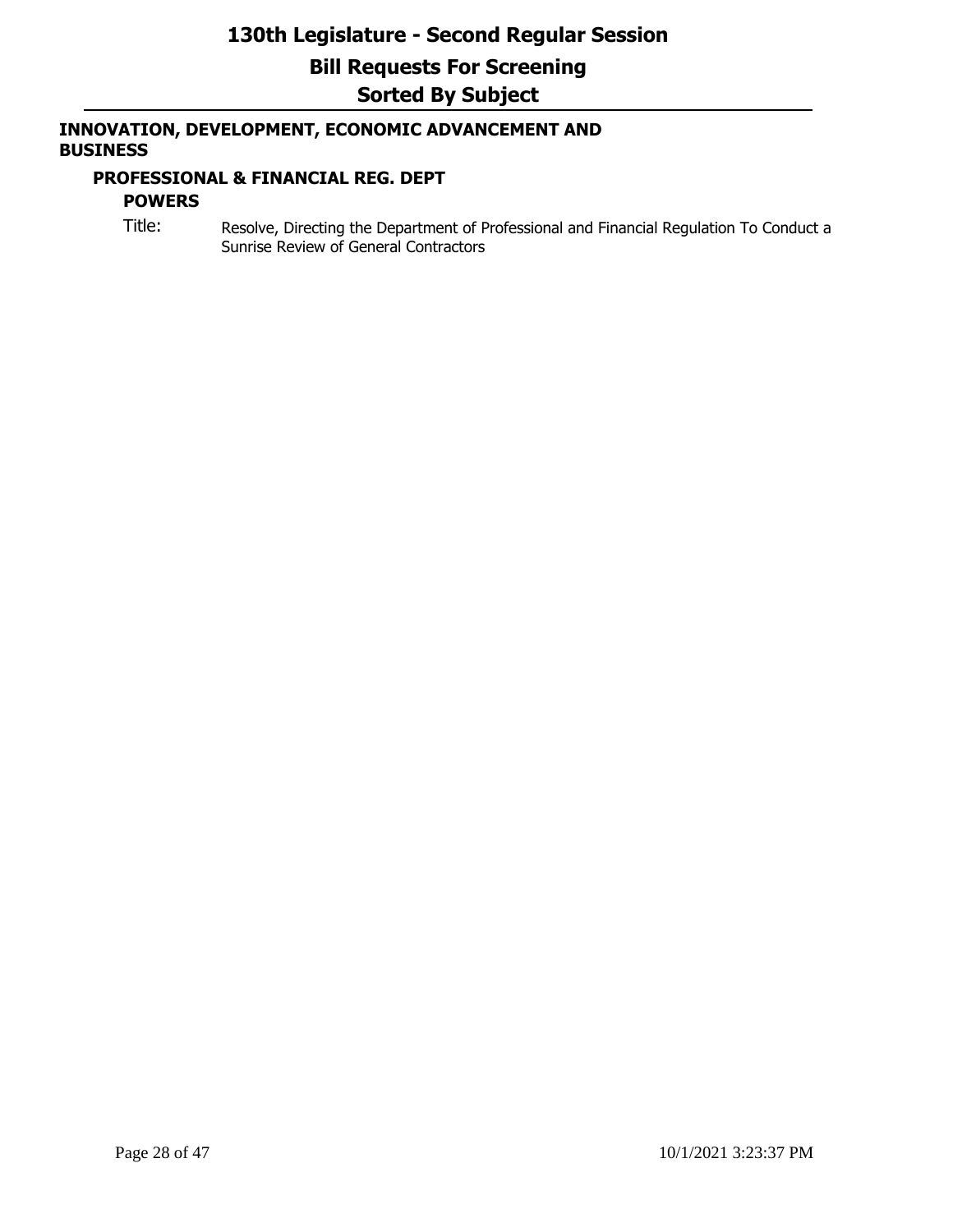## INNOVATION, DEVELOPMENT, ECONOMIC ADVANCEMENT AND BUSINESS

### PROFESSIONAL & FINANCIAL REG. DEPT

#### POWERS

Title: Resolve, Directing the Department of Professional and Financial Regulation To Conduct a Sunrise Review of General Contractors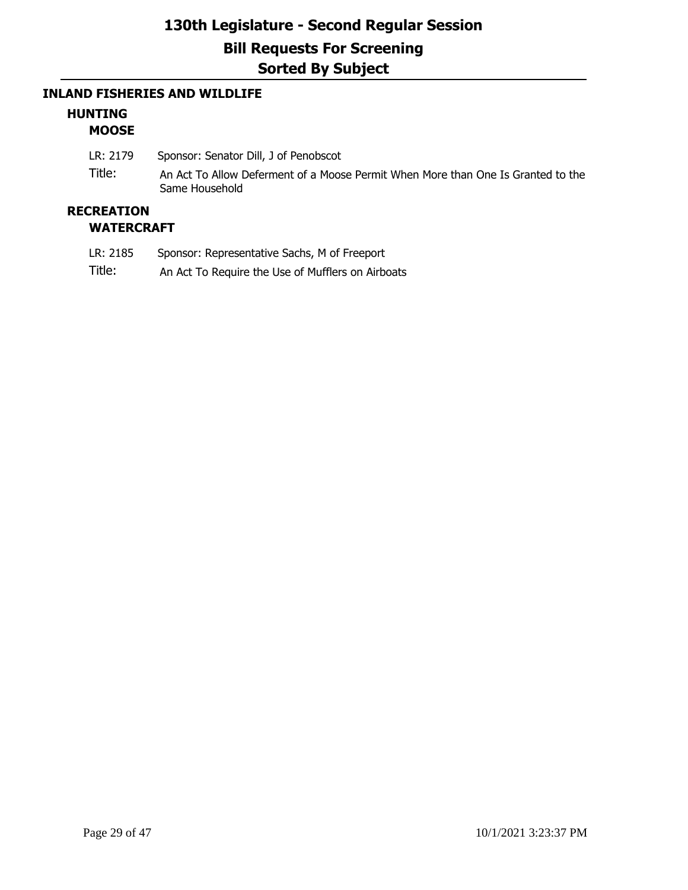# 130th Legislature - Second Regular Session

## Bill Requests For Screening

## Sorted By Subject

### INLAND FISHERIES AND WILDLIFE

#### HUNTING

##### MOOSE

LR: 2179 Sponsor: Senator Dill, J of Penobscot

Title: An Act To Allow Deferment of a Moose Permit When More than One Is Granted to the Same Household

#### RECREATION

##### WATERCRAFT

LR: 2185 Sponsor: Representative Sachs, M of Freeport

Title: An Act To Require the Use of Mufflers on Airboats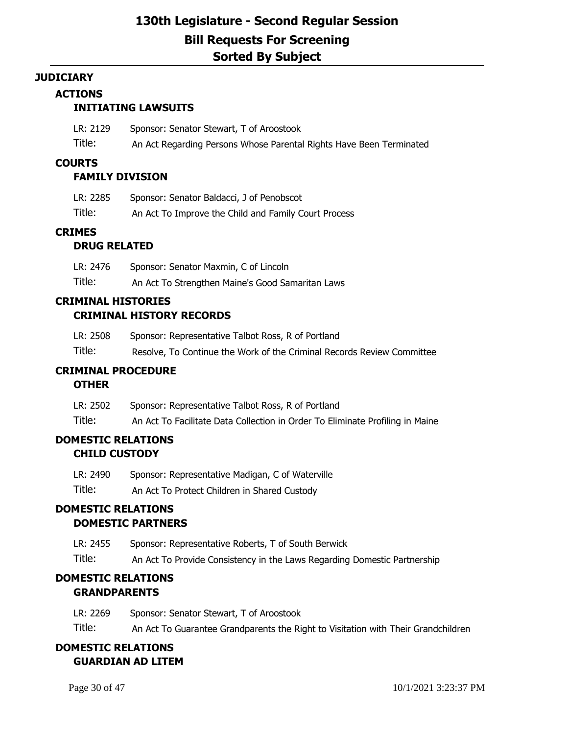# 130th Legislature - Second Regular Session
## Bill Requests For Screening
## Sorted By Subject

### JUDICIARY

#### ACTIONS
##### INITIATING LAWSUITS

LR: 2129 Sponsor: Senator Stewart, T of Aroostook
Title: An Act Regarding Persons Whose Parental Rights Have Been Terminated

#### COURTS
##### FAMILY DIVISION

LR: 2285 Sponsor: Senator Baldacci, J of Penobscot
Title: An Act To Improve the Child and Family Court Process

#### CRIMES
##### DRUG RELATED

LR: 2476 Sponsor: Senator Maxmin, C of Lincoln
Title: An Act To Strengthen Maine's Good Samaritan Laws

#### CRIMINAL HISTORIES
##### CRIMINAL HISTORY RECORDS

LR: 2508 Sponsor: Representative Talbot Ross, R of Portland
Title: Resolve, To Continue the Work of the Criminal Records Review Committee

#### CRIMINAL PROCEDURE
##### OTHER

LR: 2502 Sponsor: Representative Talbot Ross, R of Portland
Title: An Act To Facilitate Data Collection in Order To Eliminate Profiling in Maine

#### DOMESTIC RELATIONS
##### CHILD CUSTODY

LR: 2490 Sponsor: Representative Madigan, C of Waterville
Title: An Act To Protect Children in Shared Custody

#### DOMESTIC RELATIONS
##### DOMESTIC PARTNERS

LR: 2455 Sponsor: Representative Roberts, T of South Berwick
Title: An Act To Provide Consistency in the Laws Regarding Domestic Partnership

#### DOMESTIC RELATIONS
##### GRANDPARENTS

LR: 2269 Sponsor: Senator Stewart, T of Aroostook
Title: An Act To Guarantee Grandparents the Right to Visitation with Their Grandchildren

#### DOMESTIC RELATIONS
##### GUARDIAN AD LITEM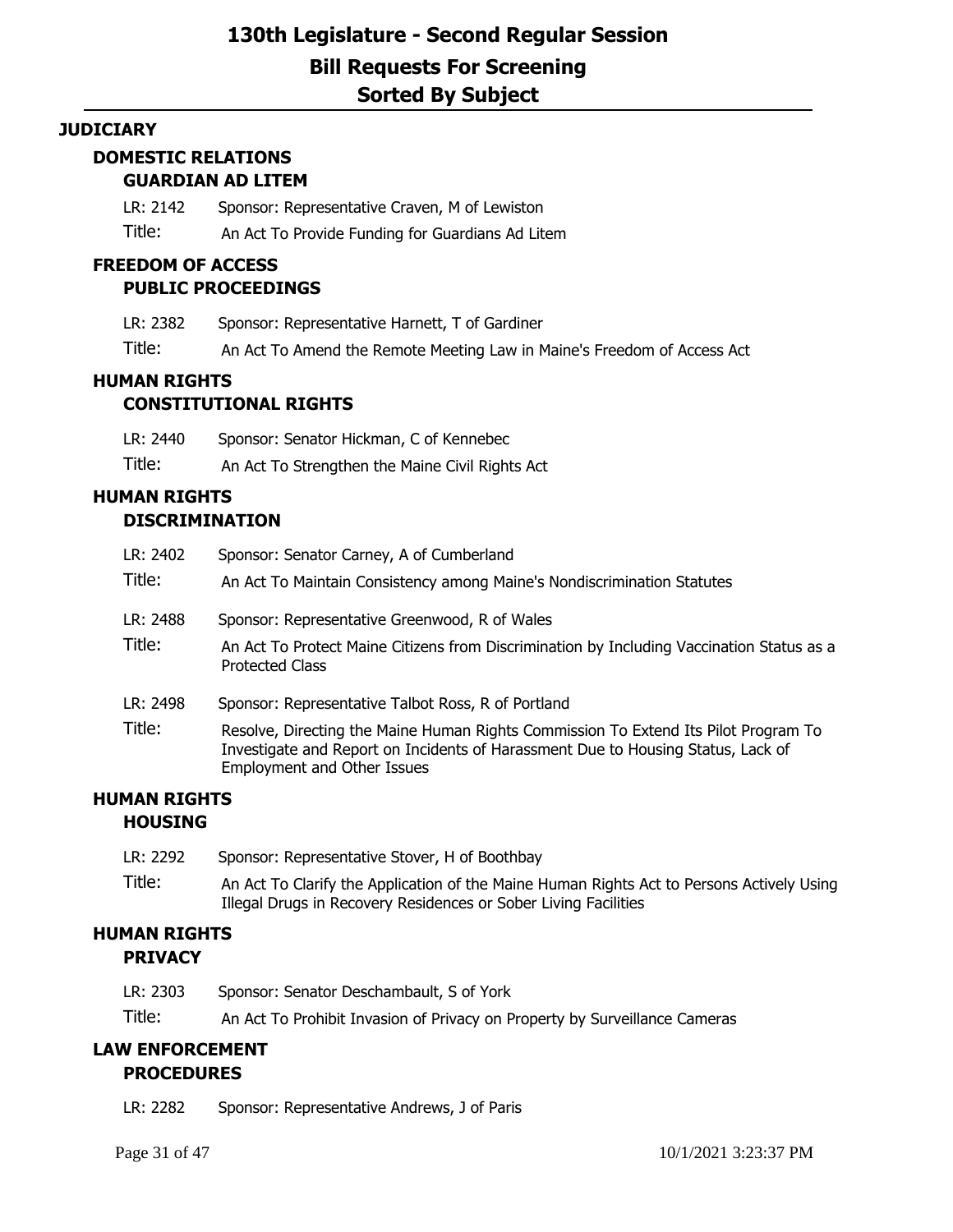## JUDICIARY

### DOMESTIC RELATIONS

#### GUARDIAN AD LITEM

LR: 2142 Sponsor: Representative Craven, M of Lewiston

Title: An Act To Provide Funding for Guardians Ad Litem

### FREEDOM OF ACCESS

#### PUBLIC PROCEEDINGS

LR: 2382 Sponsor: Representative Harnett, T of Gardiner

Title: An Act To Amend the Remote Meeting Law in Maine's Freedom of Access Act

### HUMAN RIGHTS

#### CONSTITUTIONAL RIGHTS

LR: 2440 Sponsor: Senator Hickman, C of Kennebec

Title: An Act To Strengthen the Maine Civil Rights Act

### HUMAN RIGHTS

#### DISCRIMINATION

LR: 2402 Sponsor: Senator Carney, A of Cumberland

Title: An Act To Maintain Consistency among Maine's Nondiscrimination Statutes

LR: 2488 Sponsor: Representative Greenwood, R of Wales

Title: An Act To Protect Maine Citizens from Discrimination by Including Vaccination Status as a Protected Class

LR: 2498 Sponsor: Representative Talbot Ross, R of Portland

Title: Resolve, Directing the Maine Human Rights Commission To Extend Its Pilot Program To Investigate and Report on Incidents of Harassment Due to Housing Status, Lack of Employment and Other Issues

### HUMAN RIGHTS

#### HOUSING

LR: 2292 Sponsor: Representative Stover, H of Boothbay

Title: An Act To Clarify the Application of the Maine Human Rights Act to Persons Actively Using Illegal Drugs in Recovery Residences or Sober Living Facilities

### HUMAN RIGHTS

#### PRIVACY

LR: 2303 Sponsor: Senator Deschambault, S of York

Title: An Act To Prohibit Invasion of Privacy on Property by Surveillance Cameras

### LAW ENFORCEMENT

#### PROCEDURES

LR: 2282 Sponsor: Representative Andrews, J of Paris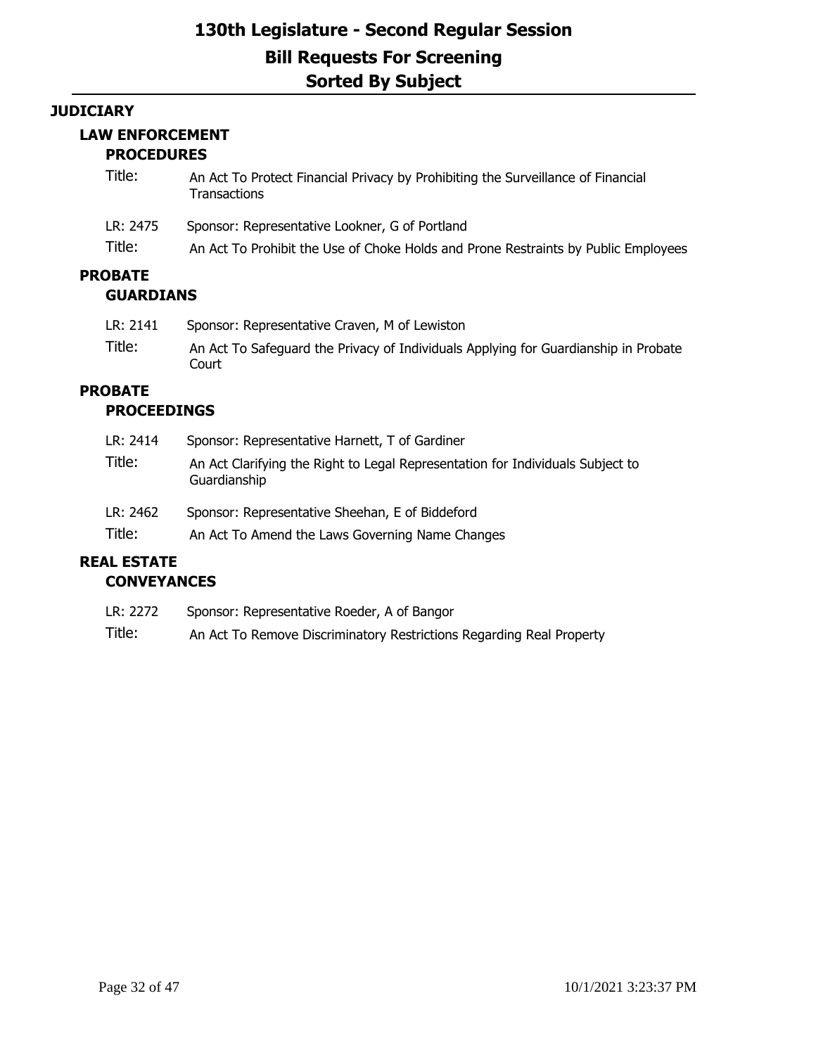# 130th Legislature - Second Regular Session

## Bill Requests For Screening

## Sorted By Subject

### JUDICIARY

#### LAW ENFORCEMENT

##### PROCEDURES

Title: An Act To Protect Financial Privacy by Prohibiting the Surveillance of Financial Transactions

LR: 2475 Sponsor: Representative Lookner, G of Portland

Title: An Act To Prohibit the Use of Choke Holds and Prone Restraints by Public Employees

#### PROBATE

##### GUARDIANS

LR: 2141 Sponsor: Representative Craven, M of Lewiston

Title: An Act To Safeguard the Privacy of Individuals Applying for Guardianship in Probate Court

#### PROBATE

##### PROCEEDINGS

LR: 2414 Sponsor: Representative Harnett, T of Gardiner

Title: An Act Clarifying the Right to Legal Representation for Individuals Subject to Guardianship

LR: 2462 Sponsor: Representative Sheehan, E of Biddeford

Title: An Act To Amend the Laws Governing Name Changes

#### REAL ESTATE

##### CONVEYANCES

LR: 2272 Sponsor: Representative Roeder, A of Bangor

Title: An Act To Remove Discriminatory Restrictions Regarding Real Property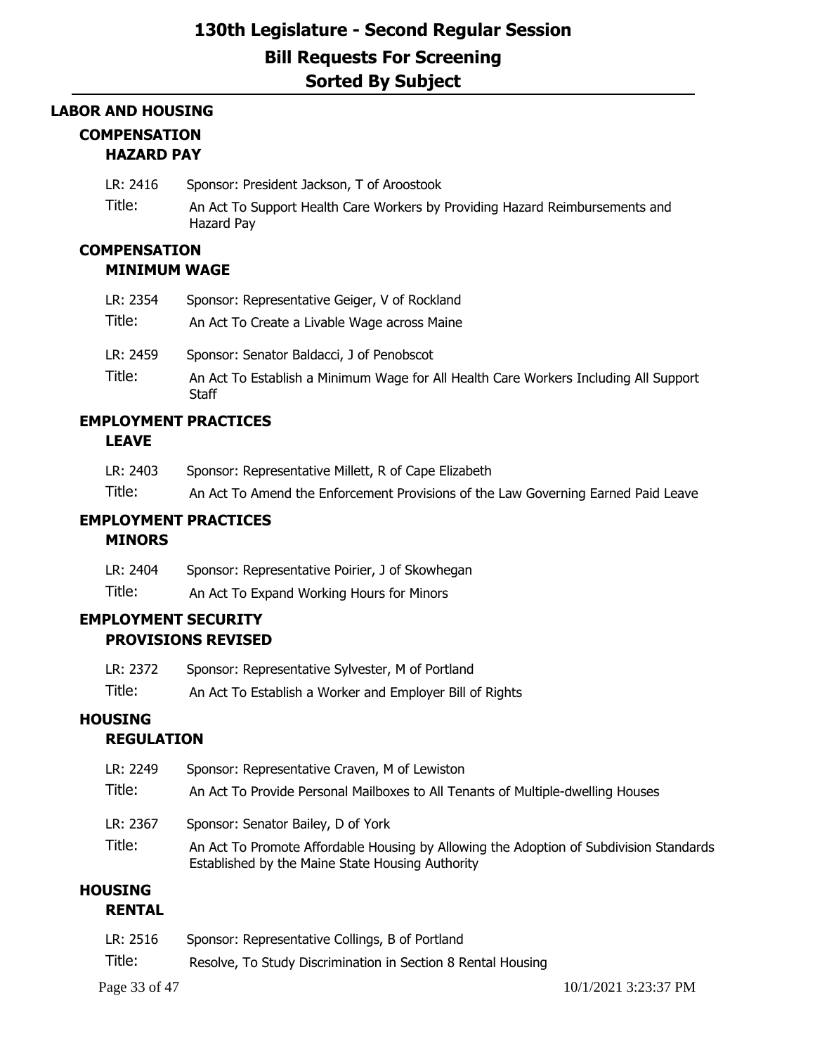# 130th Legislature - Second Regular Session

## Bill Requests For Screening

## Sorted By Subject

## LABOR AND HOUSING

### COMPENSATION

#### HAZARD PAY

LR: 2416 Sponsor: President Jackson, T of Aroostook

Title: An Act To Support Health Care Workers by Providing Hazard Reimbursements and Hazard Pay

### COMPENSATION

#### MINIMUM WAGE

LR: 2354 Sponsor: Representative Geiger, V of Rockland

Title: An Act To Create a Livable Wage across Maine

LR: 2459 Sponsor: Senator Baldacci, J of Penobscot

Title: An Act To Establish a Minimum Wage for All Health Care Workers Including All Support Staff

### EMPLOYMENT PRACTICES

#### LEAVE

LR: 2403 Sponsor: Representative Millett, R of Cape Elizabeth

Title: An Act To Amend the Enforcement Provisions of the Law Governing Earned Paid Leave

### EMPLOYMENT PRACTICES

#### MINORS

LR: 2404 Sponsor: Representative Poirier, J of Skowhegan

Title: An Act To Expand Working Hours for Minors

### EMPLOYMENT SECURITY

#### PROVISIONS REVISED

LR: 2372 Sponsor: Representative Sylvester, M of Portland

Title: An Act To Establish a Worker and Employer Bill of Rights

### HOUSING

#### REGULATION

LR: 2249 Sponsor: Representative Craven, M of Lewiston

Title: An Act To Provide Personal Mailboxes to All Tenants of Multiple-dwelling Houses

LR: 2367 Sponsor: Senator Bailey, D of York

Title: An Act To Promote Affordable Housing by Allowing the Adoption of Subdivision Standards Established by the Maine State Housing Authority

### HOUSING

#### RENTAL

LR: 2516 Sponsor: Representative Collings, B of Portland

Title: Resolve, To Study Discrimination in Section 8 Rental Housing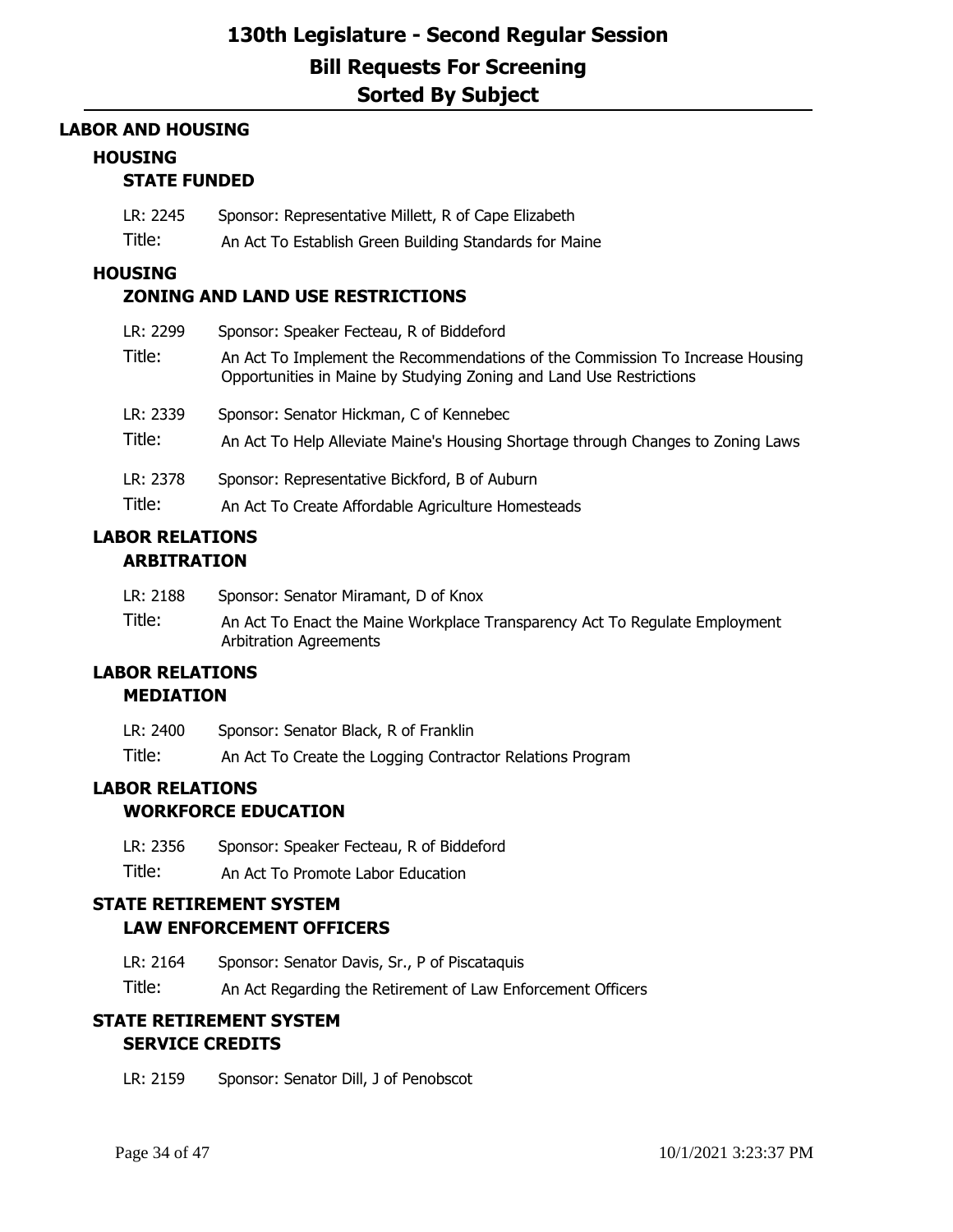# LABOR AND HOUSING

## HOUSING

### STATE FUNDED

LR: 2245 Sponsor: Representative Millett, R of Cape Elizabeth

Title: An Act To Establish Green Building Standards for Maine

## HOUSING

### ZONING AND LAND USE RESTRICTIONS

LR: 2299 Sponsor: Speaker Fecteau, R of Biddeford

Title: An Act To Implement the Recommendations of the Commission To Increase Housing Opportunities in Maine by Studying Zoning and Land Use Restrictions

LR: 2339 Sponsor: Senator Hickman, C of Kennebec

Title: An Act To Help Alleviate Maine's Housing Shortage through Changes to Zoning Laws

LR: 2378 Sponsor: Representative Bickford, B of Auburn

Title: An Act To Create Affordable Agriculture Homesteads

## LABOR RELATIONS

### ARBITRATION

LR: 2188 Sponsor: Senator Miramant, D of Knox

Title: An Act To Enact the Maine Workplace Transparency Act To Regulate Employment Arbitration Agreements

## LABOR RELATIONS

### MEDIATION

LR: 2400 Sponsor: Senator Black, R of Franklin

Title: An Act To Create the Logging Contractor Relations Program

## LABOR RELATIONS

### WORKFORCE EDUCATION

LR: 2356 Sponsor: Speaker Fecteau, R of Biddeford

Title: An Act To Promote Labor Education

## STATE RETIREMENT SYSTEM

### LAW ENFORCEMENT OFFICERS

LR: 2164 Sponsor: Senator Davis, Sr., P of Piscataquis

Title: An Act Regarding the Retirement of Law Enforcement Officers

## STATE RETIREMENT SYSTEM

### SERVICE CREDITS

LR: 2159 Sponsor: Senator Dill, J of Penobscot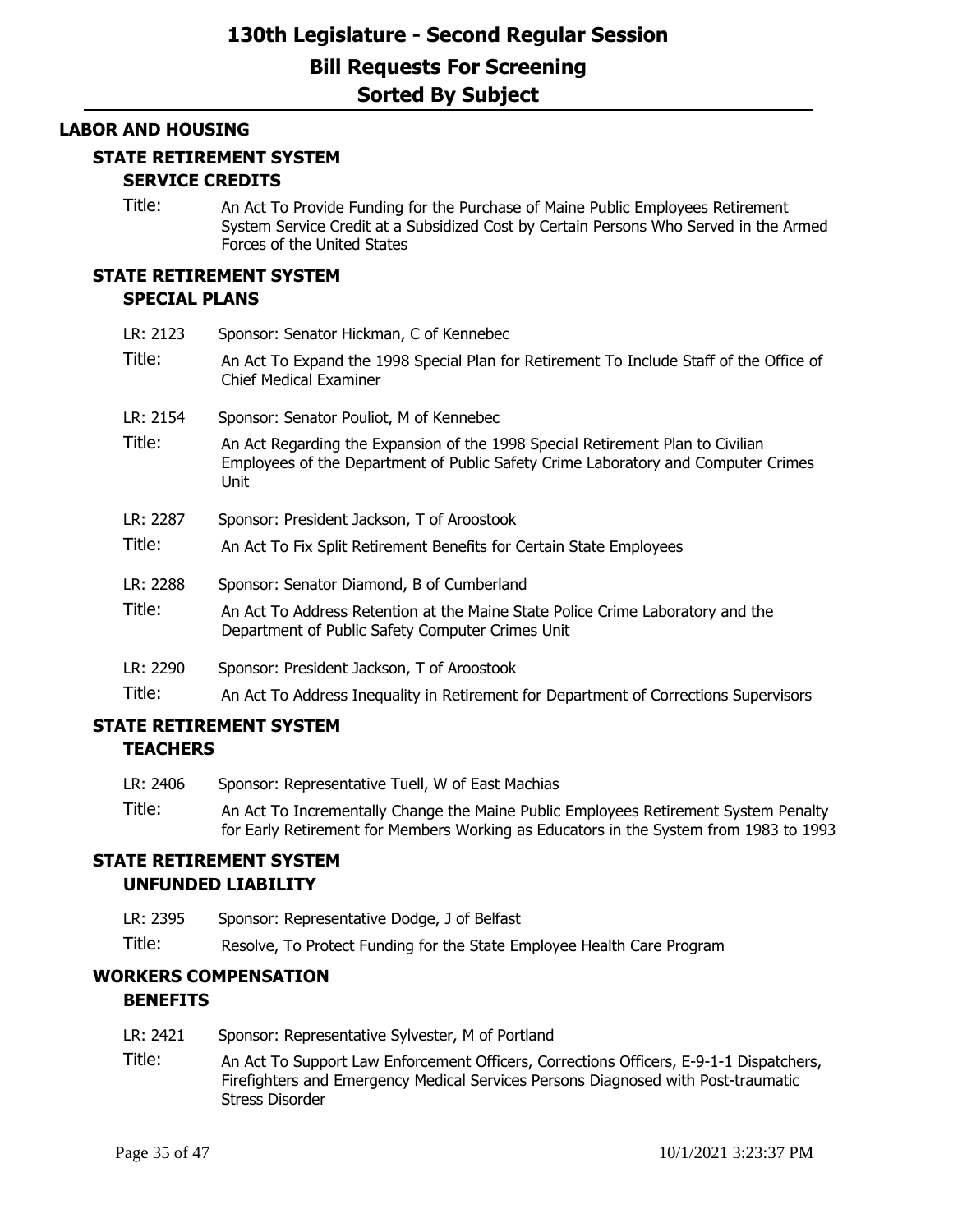# 130th Legislature - Second Regular Session

## Bill Requests For Screening

## Sorted By Subject

### LABOR AND HOUSING

#### STATE RETIREMENT SYSTEM
#### SERVICE CREDITS

Title: An Act To Provide Funding for the Purchase of Maine Public Employees Retirement System Service Credit at a Subsidized Cost by Certain Persons Who Served in the Armed Forces of the United States

#### STATE RETIREMENT SYSTEM
#### SPECIAL PLANS

LR: 2123 Sponsor: Senator Hickman, C of Kennebec

Title: An Act To Expand the 1998 Special Plan for Retirement To Include Staff of the Office of Chief Medical Examiner

LR: 2154 Sponsor: Senator Pouliot, M of Kennebec

Title: An Act Regarding the Expansion of the 1998 Special Retirement Plan to Civilian Employees of the Department of Public Safety Crime Laboratory and Computer Crimes Unit

LR: 2287 Sponsor: President Jackson, T of Aroostook

Title: An Act To Fix Split Retirement Benefits for Certain State Employees

LR: 2288 Sponsor: Senator Diamond, B of Cumberland

Title: An Act To Address Retention at the Maine State Police Crime Laboratory and the Department of Public Safety Computer Crimes Unit

LR: 2290 Sponsor: President Jackson, T of Aroostook

Title: An Act To Address Inequality in Retirement for Department of Corrections Supervisors

#### STATE RETIREMENT SYSTEM
#### TEACHERS

LR: 2406 Sponsor: Representative Tuell, W of East Machias

Title: An Act To Incrementally Change the Maine Public Employees Retirement System Penalty for Early Retirement for Members Working as Educators in the System from 1983 to 1993

#### STATE RETIREMENT SYSTEM
#### UNFUNDED LIABILITY

LR: 2395 Sponsor: Representative Dodge, J of Belfast

Title: Resolve, To Protect Funding for the State Employee Health Care Program

#### WORKERS COMPENSATION
#### BENEFITS

LR: 2421 Sponsor: Representative Sylvester, M of Portland

Title: An Act To Support Law Enforcement Officers, Corrections Officers, E-9-1-1 Dispatchers, Firefighters and Emergency Medical Services Persons Diagnosed with Post-traumatic Stress Disorder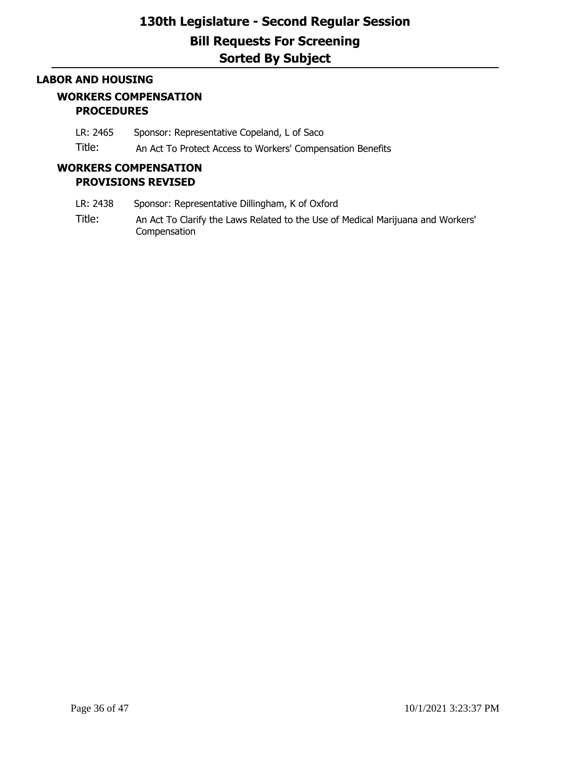# 130th Legislature - Second Regular Session

## Bill Requests For Screening

## Sorted By Subject

### LABOR AND HOUSING

#### WORKERS COMPENSATION
**PROCEDURES**

LR: 2465 Sponsor: Representative Copeland, L of Saco

Title: An Act To Protect Access to Workers' Compensation Benefits

#### WORKERS COMPENSATION
**PROVISIONS REVISED**

LR: 2438 Sponsor: Representative Dillingham, K of Oxford

Title: An Act To Clarify the Laws Related to the Use of Medical Marijuana and Workers' Compensation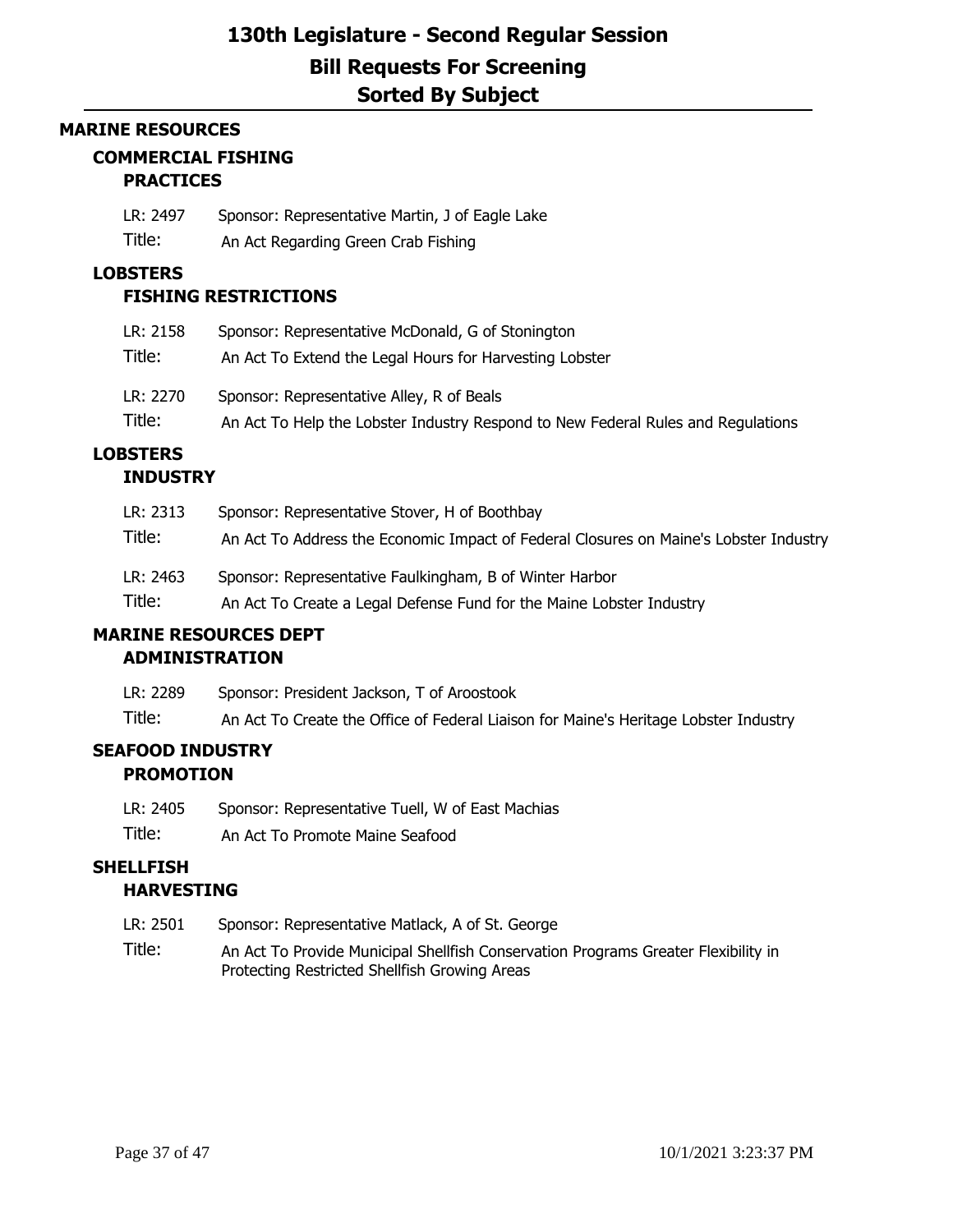# 130th Legislature - Second Regular Session

## Bill Requests For Screening

## Sorted By Subject

### MARINE RESOURCES

#### COMMERCIAL FISHING

##### PRACTICES

LR: 2497 Sponsor: Representative Martin, J of Eagle Lake

Title: An Act Regarding Green Crab Fishing

#### LOBSTERS

##### FISHING RESTRICTIONS

LR: 2158 Sponsor: Representative McDonald, G of Stonington

Title: An Act To Extend the Legal Hours for Harvesting Lobster

LR: 2270 Sponsor: Representative Alley, R of Beals

Title: An Act To Help the Lobster Industry Respond to New Federal Rules and Regulations

#### LOBSTERS

##### INDUSTRY

LR: 2313 Sponsor: Representative Stover, H of Boothbay

Title: An Act To Address the Economic Impact of Federal Closures on Maine's Lobster Industry

LR: 2463 Sponsor: Representative Faulkingham, B of Winter Harbor

Title: An Act To Create a Legal Defense Fund for the Maine Lobster Industry

#### MARINE RESOURCES DEPT

##### ADMINISTRATION

LR: 2289 Sponsor: President Jackson, T of Aroostook

Title: An Act To Create the Office of Federal Liaison for Maine's Heritage Lobster Industry

#### SEAFOOD INDUSTRY

##### PROMOTION

LR: 2405 Sponsor: Representative Tuell, W of East Machias

Title: An Act To Promote Maine Seafood

#### SHELLFISH

##### HARVESTING

LR: 2501 Sponsor: Representative Matlack, A of St. George

Title: An Act To Provide Municipal Shellfish Conservation Programs Greater Flexibility in Protecting Restricted Shellfish Growing Areas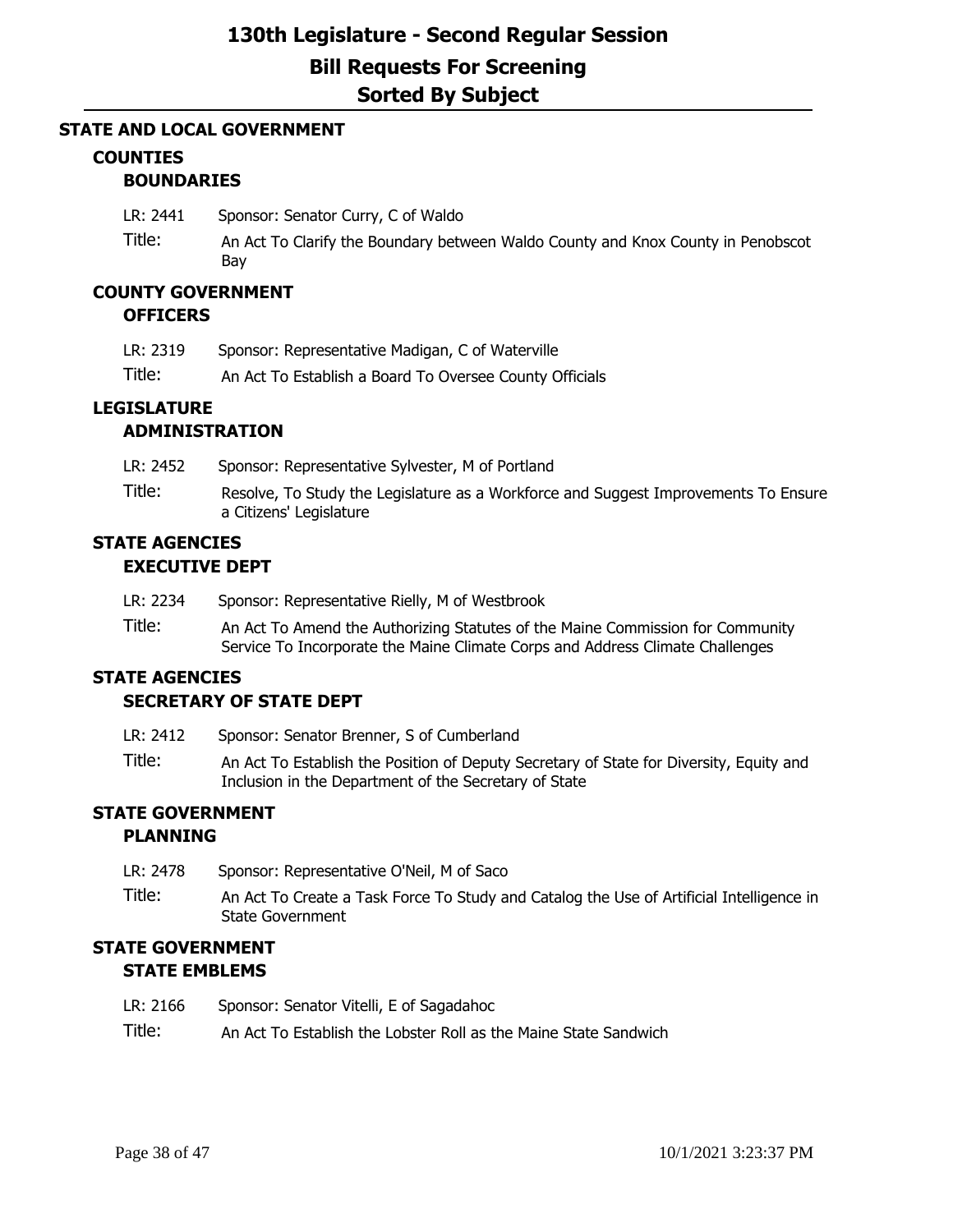# 130th Legislature - Second Regular Session

## Bill Requests For Screening

## Sorted By Subject

### STATE AND LOCAL GOVERNMENT

#### COUNTIES

##### BOUNDARIES

LR: 2441 Sponsor: Senator Curry, C of Waldo

Title: An Act To Clarify the Boundary between Waldo County and Knox County in Penobscot Bay

#### COUNTY GOVERNMENT

##### OFFICERS

LR: 2319 Sponsor: Representative Madigan, C of Waterville

Title: An Act To Establish a Board To Oversee County Officials

#### LEGISLATURE

##### ADMINISTRATION

LR: 2452 Sponsor: Representative Sylvester, M of Portland

Title: Resolve, To Study the Legislature as a Workforce and Suggest Improvements To Ensure a Citizens' Legislature

#### STATE AGENCIES

##### EXECUTIVE DEPT

LR: 2234 Sponsor: Representative Rielly, M of Westbrook

Title: An Act To Amend the Authorizing Statutes of the Maine Commission for Community Service To Incorporate the Maine Climate Corps and Address Climate Challenges

#### STATE AGENCIES

##### SECRETARY OF STATE DEPT

LR: 2412 Sponsor: Senator Brenner, S of Cumberland

Title: An Act To Establish the Position of Deputy Secretary of State for Diversity, Equity and Inclusion in the Department of the Secretary of State

#### STATE GOVERNMENT

##### PLANNING

LR: 2478 Sponsor: Representative O'Neil, M of Saco

Title: An Act To Create a Task Force To Study and Catalog the Use of Artificial Intelligence in State Government

#### STATE GOVERNMENT

##### STATE EMBLEMS

LR: 2166 Sponsor: Senator Vitelli, E of Sagadahoc

Title: An Act To Establish the Lobster Roll as the Maine State Sandwich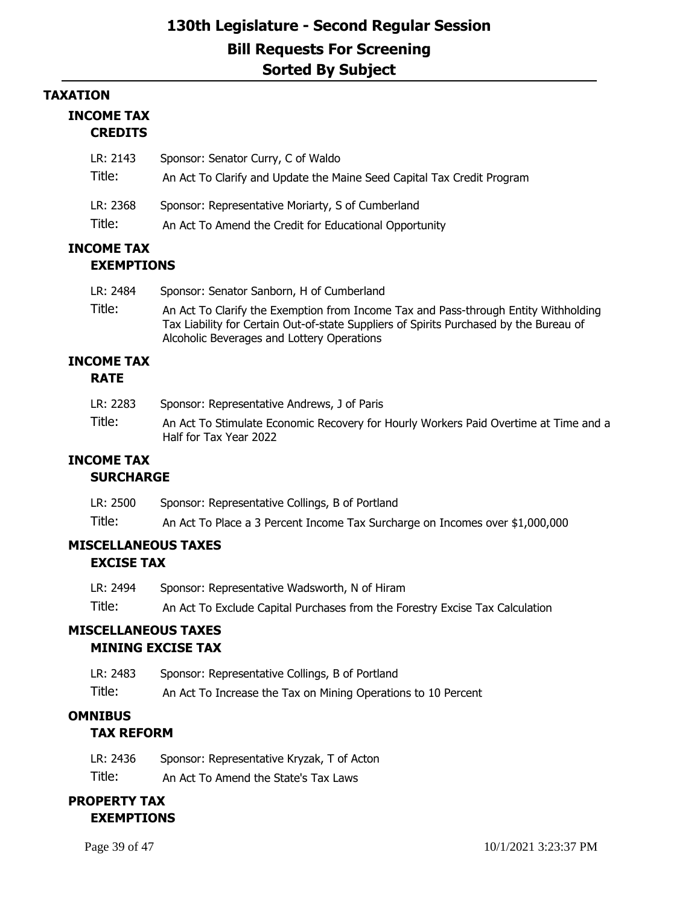## TAXATION

### INCOME TAX
#### CREDITS

LR: 2143 Sponsor: Senator Curry, C of Waldo
Title: An Act To Clarify and Update the Maine Seed Capital Tax Credit Program

LR: 2368 Sponsor: Representative Moriarty, S of Cumberland
Title: An Act To Amend the Credit for Educational Opportunity

### INCOME TAX
#### EXEMPTIONS

LR: 2484 Sponsor: Senator Sanborn, H of Cumberland
Title: An Act To Clarify the Exemption from Income Tax and Pass-through Entity Withholding Tax Liability for Certain Out-of-state Suppliers of Spirits Purchased by the Bureau of Alcoholic Beverages and Lottery Operations

### INCOME TAX
#### RATE

LR: 2283 Sponsor: Representative Andrews, J of Paris
Title: An Act To Stimulate Economic Recovery for Hourly Workers Paid Overtime at Time and a Half for Tax Year 2022

### INCOME TAX
#### SURCHARGE

LR: 2500 Sponsor: Representative Collings, B of Portland
Title: An Act To Place a 3 Percent Income Tax Surcharge on Incomes over $1,000,000

### MISCELLANEOUS TAXES
#### EXCISE TAX

LR: 2494 Sponsor: Representative Wadsworth, N of Hiram
Title: An Act To Exclude Capital Purchases from the Forestry Excise Tax Calculation

### MISCELLANEOUS TAXES
#### MINING EXCISE TAX

LR: 2483 Sponsor: Representative Collings, B of Portland
Title: An Act To Increase the Tax on Mining Operations to 10 Percent

### OMNIBUS
#### TAX REFORM

LR: 2436 Sponsor: Representative Kryzak, T of Acton
Title: An Act To Amend the State's Tax Laws

### PROPERTY TAX
#### EXEMPTIONS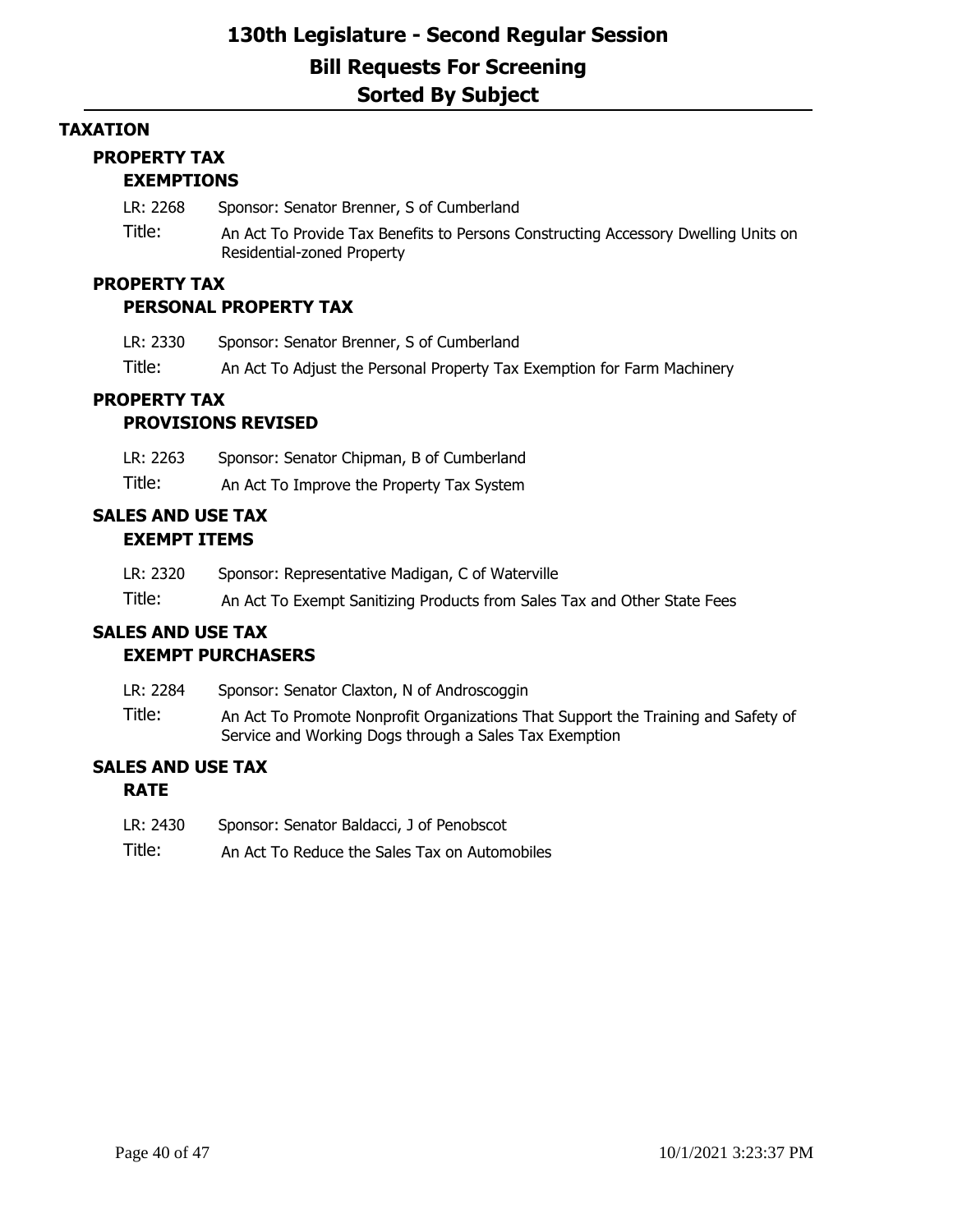# 130th Legislature - Second Regular Session

## Bill Requests For Screening

## Sorted By Subject

### TAXATION

#### PROPERTY TAX

##### EXEMPTIONS

LR: 2268 Sponsor: Senator Brenner, S of Cumberland

Title: An Act To Provide Tax Benefits to Persons Constructing Accessory Dwelling Units on Residential-zoned Property

#### PROPERTY TAX

##### PERSONAL PROPERTY TAX

LR: 2330 Sponsor: Senator Brenner, S of Cumberland

Title: An Act To Adjust the Personal Property Tax Exemption for Farm Machinery

#### PROPERTY TAX

##### PROVISIONS REVISED

LR: 2263 Sponsor: Senator Chipman, B of Cumberland

Title: An Act To Improve the Property Tax System

#### SALES AND USE TAX

##### EXEMPT ITEMS

LR: 2320 Sponsor: Representative Madigan, C of Waterville

Title: An Act To Exempt Sanitizing Products from Sales Tax and Other State Fees

#### SALES AND USE TAX

##### EXEMPT PURCHASERS

LR: 2284 Sponsor: Senator Claxton, N of Androscoggin

Title: An Act To Promote Nonprofit Organizations That Support the Training and Safety of Service and Working Dogs through a Sales Tax Exemption

#### SALES AND USE TAX

##### RATE

LR: 2430 Sponsor: Senator Baldacci, J of Penobscot

Title: An Act To Reduce the Sales Tax on Automobiles

10/1/2021 3:23:37 PM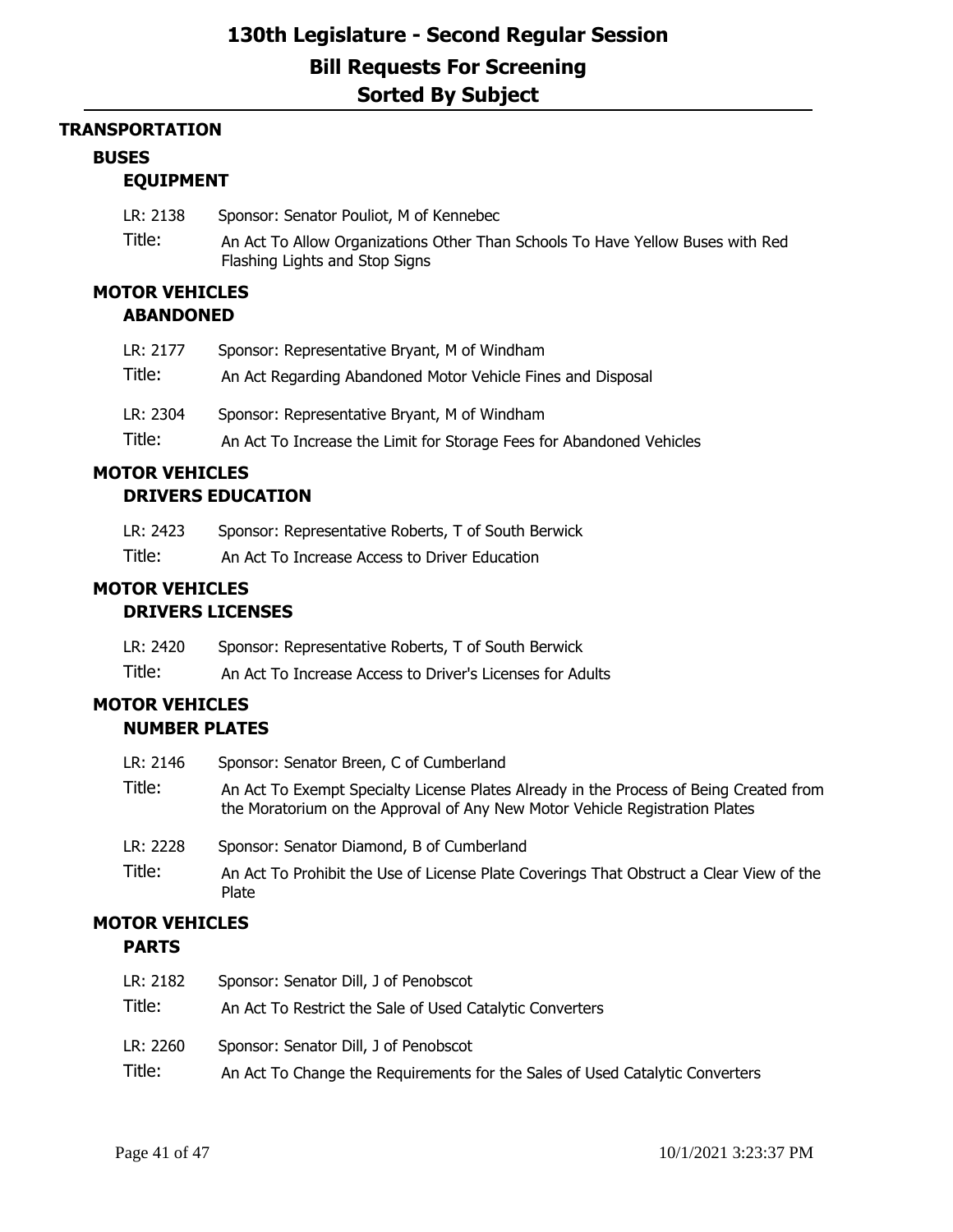# 130th Legislature - Second Regular Session

## Bill Requests For Screening

## Sorted By Subject

### TRANSPORTATION

#### BUSES

##### EQUIPMENT

LR: 2138 Sponsor: Senator Pouliot, M of Kennebec

Title: An Act To Allow Organizations Other Than Schools To Have Yellow Buses with Red Flashing Lights and Stop Signs

#### MOTOR VEHICLES

##### ABANDONED

LR: 2177 Sponsor: Representative Bryant, M of Windham

Title: An Act Regarding Abandoned Motor Vehicle Fines and Disposal

LR: 2304 Sponsor: Representative Bryant, M of Windham

Title: An Act To Increase the Limit for Storage Fees for Abandoned Vehicles

#### MOTOR VEHICLES

##### DRIVERS EDUCATION

LR: 2423 Sponsor: Representative Roberts, T of South Berwick

Title: An Act To Increase Access to Driver Education

#### MOTOR VEHICLES

##### DRIVERS LICENSES

LR: 2420 Sponsor: Representative Roberts, T of South Berwick

Title: An Act To Increase Access to Driver's Licenses for Adults

#### MOTOR VEHICLES

##### NUMBER PLATES

LR: 2146 Sponsor: Senator Breen, C of Cumberland

Title: An Act To Exempt Specialty License Plates Already in the Process of Being Created from the Moratorium on the Approval of Any New Motor Vehicle Registration Plates

LR: 2228 Sponsor: Senator Diamond, B of Cumberland

Title: An Act To Prohibit the Use of License Plate Coverings That Obstruct a Clear View of the Plate

#### MOTOR VEHICLES

##### PARTS

LR: 2182 Sponsor: Senator Dill, J of Penobscot

Title: An Act To Restrict the Sale of Used Catalytic Converters

LR: 2260 Sponsor: Senator Dill, J of Penobscot

Title: An Act To Change the Requirements for the Sales of Used Catalytic Converters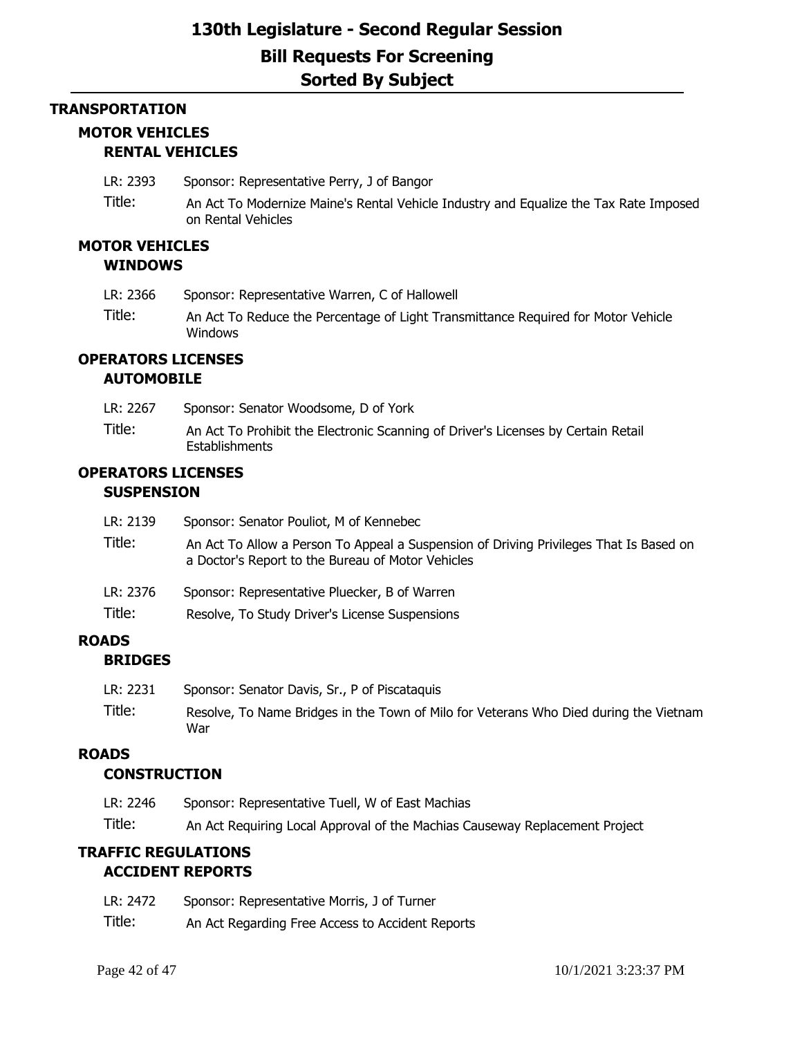# 130th Legislature - Second Regular Session

## Bill Requests For Screening

## Sorted By Subject

### TRANSPORTATION

#### MOTOR VEHICLES
**RENTAL VEHICLES**

LR: 2393 Sponsor: Representative Perry, J of Bangor

Title: An Act To Modernize Maine's Rental Vehicle Industry and Equalize the Tax Rate Imposed on Rental Vehicles

#### MOTOR VEHICLES
**WINDOWS**

LR: 2366 Sponsor: Representative Warren, C of Hallowell

Title: An Act To Reduce the Percentage of Light Transmittance Required for Motor Vehicle Windows

#### OPERATORS LICENSES
**AUTOMOBILE**

LR: 2267 Sponsor: Senator Woodsome, D of York

Title: An Act To Prohibit the Electronic Scanning of Driver's Licenses by Certain Retail Establishments

#### OPERATORS LICENSES
**SUSPENSION**

LR: 2139 Sponsor: Senator Pouliot, M of Kennebec

Title: An Act To Allow a Person To Appeal a Suspension of Driving Privileges That Is Based on a Doctor's Report to the Bureau of Motor Vehicles

LR: 2376 Sponsor: Representative Pluecker, B of Warren

Title: Resolve, To Study Driver's License Suspensions

#### ROADS
**BRIDGES**

LR: 2231 Sponsor: Senator Davis, Sr., P of Piscataquis

Title: Resolve, To Name Bridges in the Town of Milo for Veterans Who Died during the Vietnam War

#### ROADS
**CONSTRUCTION**

LR: 2246 Sponsor: Representative Tuell, W of East Machias

Title: An Act Requiring Local Approval of the Machias Causeway Replacement Project

#### TRAFFIC REGULATIONS
**ACCIDENT REPORTS**

LR: 2472 Sponsor: Representative Morris, J of Turner

Title: An Act Regarding Free Access to Accident Reports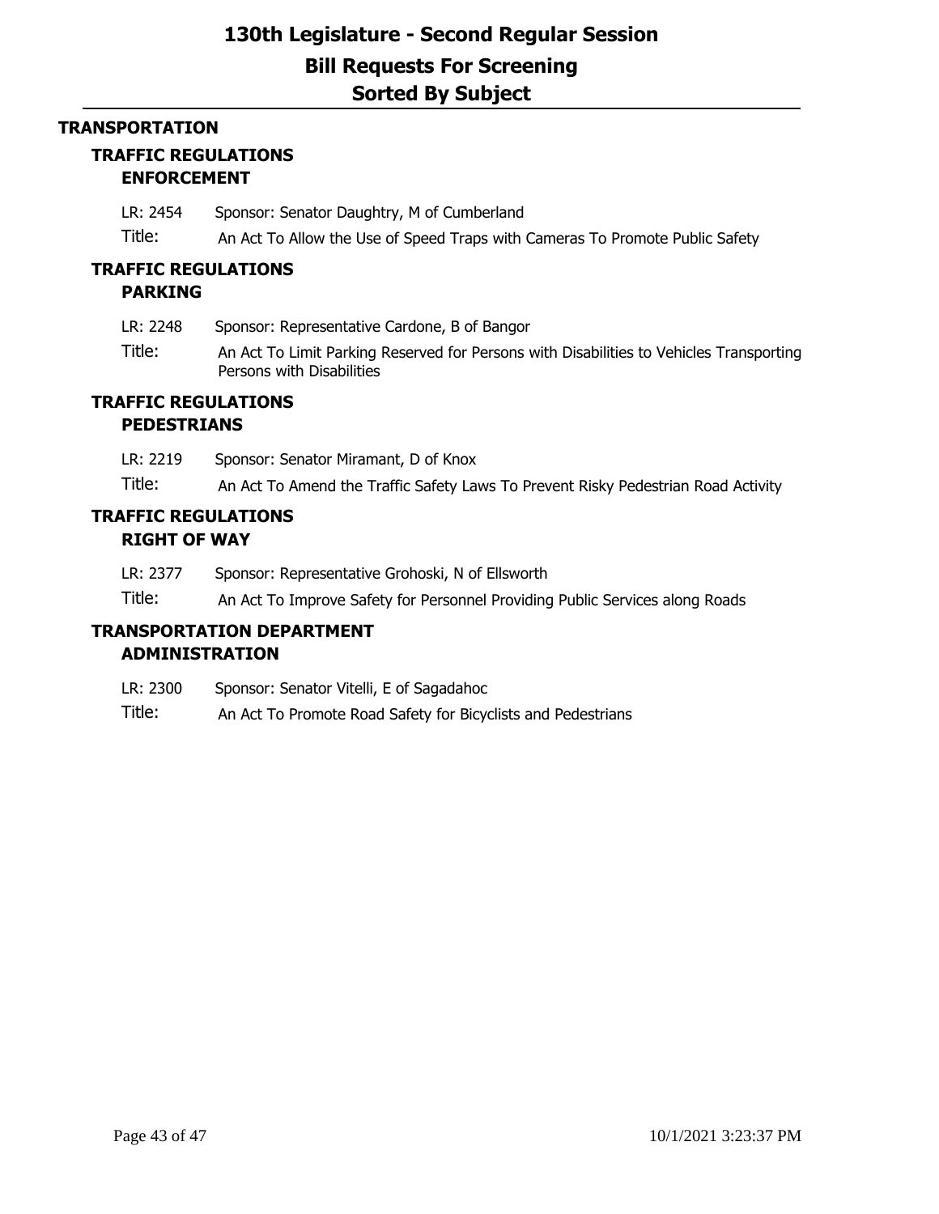# TRANSPORTATION

## TRAFFIC REGULATIONS

### ENFORCEMENT

LR: 2454 Sponsor: Senator Daughtry, M of Cumberland

Title: An Act To Allow the Use of Speed Traps with Cameras To Promote Public Safety

## TRAFFIC REGULATIONS

### PARKING

LR: 2248 Sponsor: Representative Cardone, B of Bangor

Title: An Act To Limit Parking Reserved for Persons with Disabilities to Vehicles Transporting Persons with Disabilities

## TRAFFIC REGULATIONS

### PEDESTRIANS

LR: 2219 Sponsor: Senator Miramant, D of Knox

Title: An Act To Amend the Traffic Safety Laws To Prevent Risky Pedestrian Road Activity

## TRAFFIC REGULATIONS

### RIGHT OF WAY

LR: 2377 Sponsor: Representative Grohoski, N of Ellsworth

Title: An Act To Improve Safety for Personnel Providing Public Services along Roads

## TRANSPORTATION DEPARTMENT

### ADMINISTRATION

LR: 2300 Sponsor: Senator Vitelli, E of Sagadahoc

Title: An Act To Promote Road Safety for Bicyclists and Pedestrians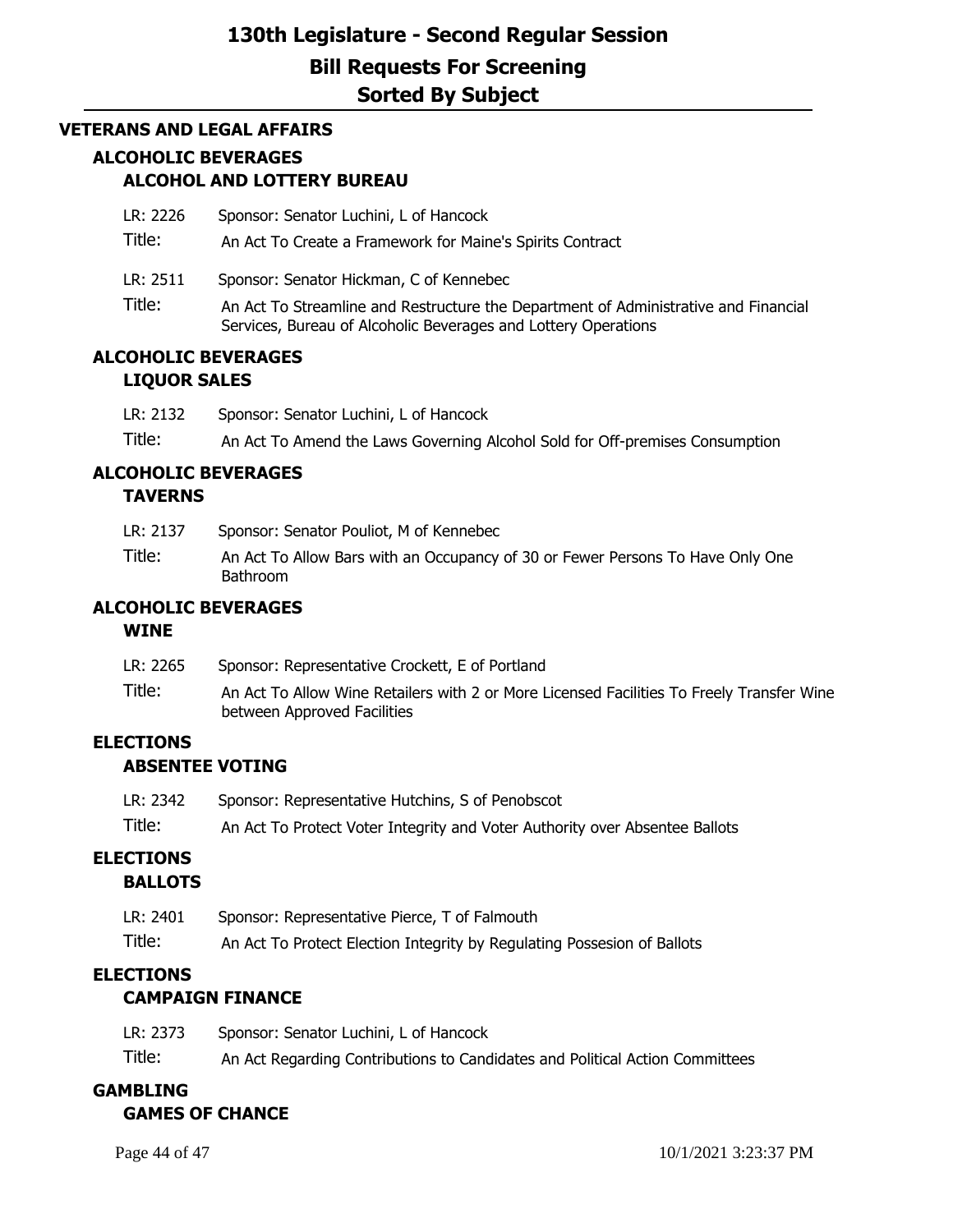# VETERANS AND LEGAL AFFAIRS

## ALCOHOLIC BEVERAGES

### ALCOHOL AND LOTTERY BUREAU

LR: 2226 Sponsor: Senator Luchini, L of Hancock

Title: An Act To Create a Framework for Maine's Spirits Contract

LR: 2511 Sponsor: Senator Hickman, C of Kennebec

Title: An Act To Streamline and Restructure the Department of Administrative and Financial Services, Bureau of Alcoholic Beverages and Lottery Operations

## ALCOHOLIC BEVERAGES

### LIQUOR SALES

LR: 2132 Sponsor: Senator Luchini, L of Hancock

Title: An Act To Amend the Laws Governing Alcohol Sold for Off-premises Consumption

## ALCOHOLIC BEVERAGES

### TAVERNS

LR: 2137 Sponsor: Senator Pouliot, M of Kennebec

Title: An Act To Allow Bars with an Occupancy of 30 or Fewer Persons To Have Only One Bathroom

## ALCOHOLIC BEVERAGES

### WINE

LR: 2265 Sponsor: Representative Crockett, E of Portland

Title: An Act To Allow Wine Retailers with 2 or More Licensed Facilities To Freely Transfer Wine between Approved Facilities

## ELECTIONS

### ABSENTEE VOTING

LR: 2342 Sponsor: Representative Hutchins, S of Penobscot

Title: An Act To Protect Voter Integrity and Voter Authority over Absentee Ballots

## ELECTIONS

### BALLOTS

LR: 2401 Sponsor: Representative Pierce, T of Falmouth

Title: An Act To Protect Election Integrity by Regulating Possesion of Ballots

## ELECTIONS

### CAMPAIGN FINANCE

LR: 2373 Sponsor: Senator Luchini, L of Hancock

Title: An Act Regarding Contributions to Candidates and Political Action Committees

## GAMBLING

### GAMES OF CHANCE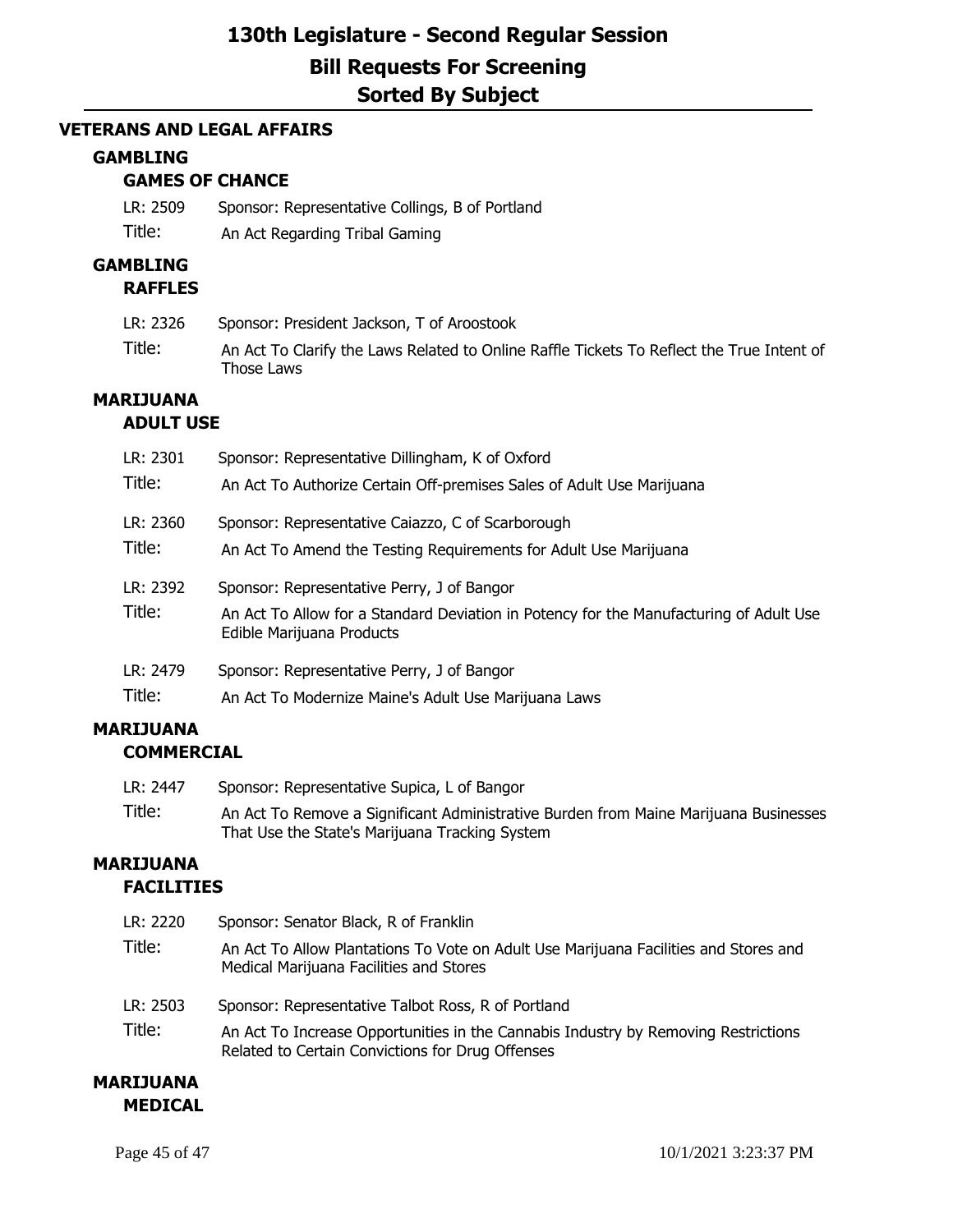# 130th Legislature - Second Regular Session

## Bill Requests For Screening

## Sorted By Subject

### VETERANS AND LEGAL AFFAIRS

#### GAMBLING

##### GAMES OF CHANCE

LR: 2509 Sponsor: Representative Collings, B of Portland

Title: An Act Regarding Tribal Gaming

#### GAMBLING

##### RAFFLES

LR: 2326 Sponsor: President Jackson, T of Aroostook

Title: An Act To Clarify the Laws Related to Online Raffle Tickets To Reflect the True Intent of Those Laws

#### MARIJUANA

##### ADULT USE

LR: 2301 Sponsor: Representative Dillingham, K of Oxford

Title: An Act To Authorize Certain Off-premises Sales of Adult Use Marijuana

LR: 2360 Sponsor: Representative Caiazzo, C of Scarborough

Title: An Act To Amend the Testing Requirements for Adult Use Marijuana

LR: 2392 Sponsor: Representative Perry, J of Bangor

Title: An Act To Allow for a Standard Deviation in Potency for the Manufacturing of Adult Use Edible Marijuana Products

LR: 2479 Sponsor: Representative Perry, J of Bangor

Title: An Act To Modernize Maine's Adult Use Marijuana Laws

#### MARIJUANA

##### COMMERCIAL

LR: 2447 Sponsor: Representative Supica, L of Bangor

Title: An Act To Remove a Significant Administrative Burden from Maine Marijuana Businesses That Use the State's Marijuana Tracking System

#### MARIJUANA

##### FACILITIES

LR: 2220 Sponsor: Senator Black, R of Franklin

Title: An Act To Allow Plantations To Vote on Adult Use Marijuana Facilities and Stores and Medical Marijuana Facilities and Stores

LR: 2503 Sponsor: Representative Talbot Ross, R of Portland

Title: An Act To Increase Opportunities in the Cannabis Industry by Removing Restrictions Related to Certain Convictions for Drug Offenses

#### MARIJUANA

##### MEDICAL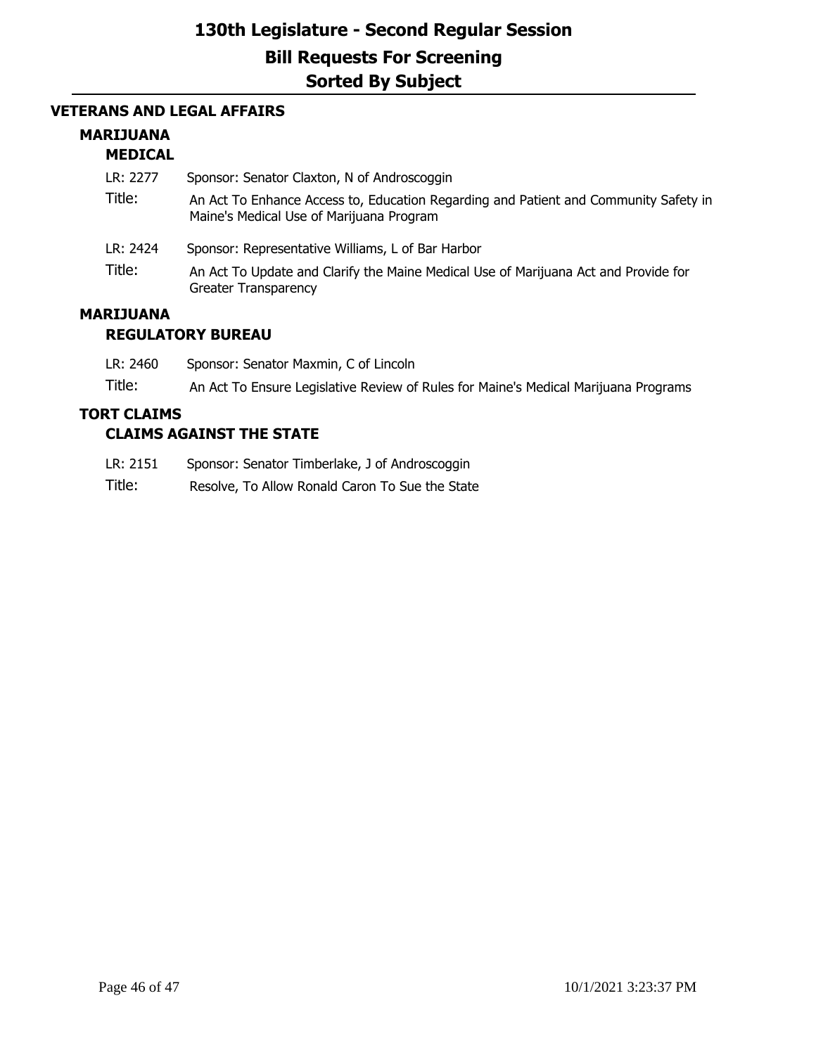# 130th Legislature - Second Regular Session
## Bill Requests For Screening
## Sorted By Subject

### VETERANS AND LEGAL AFFAIRS

#### MARIJUANA
##### MEDICAL

LR: 2277 Sponsor: Senator Claxton, N of Androscoggin
Title: An Act To Enhance Access to, Education Regarding and Patient and Community Safety in Maine's Medical Use of Marijuana Program

LR: 2424 Sponsor: Representative Williams, L of Bar Harbor
Title: An Act To Update and Clarify the Maine Medical Use of Marijuana Act and Provide for Greater Transparency

#### MARIJUANA
##### REGULATORY BUREAU

LR: 2460 Sponsor: Senator Maxmin, C of Lincoln
Title: An Act To Ensure Legislative Review of Rules for Maine's Medical Marijuana Programs

#### TORT CLAIMS
##### CLAIMS AGAINST THE STATE

LR: 2151 Sponsor: Senator Timberlake, J of Androscoggin
Title: Resolve, To Allow Ronald Caron To Sue the State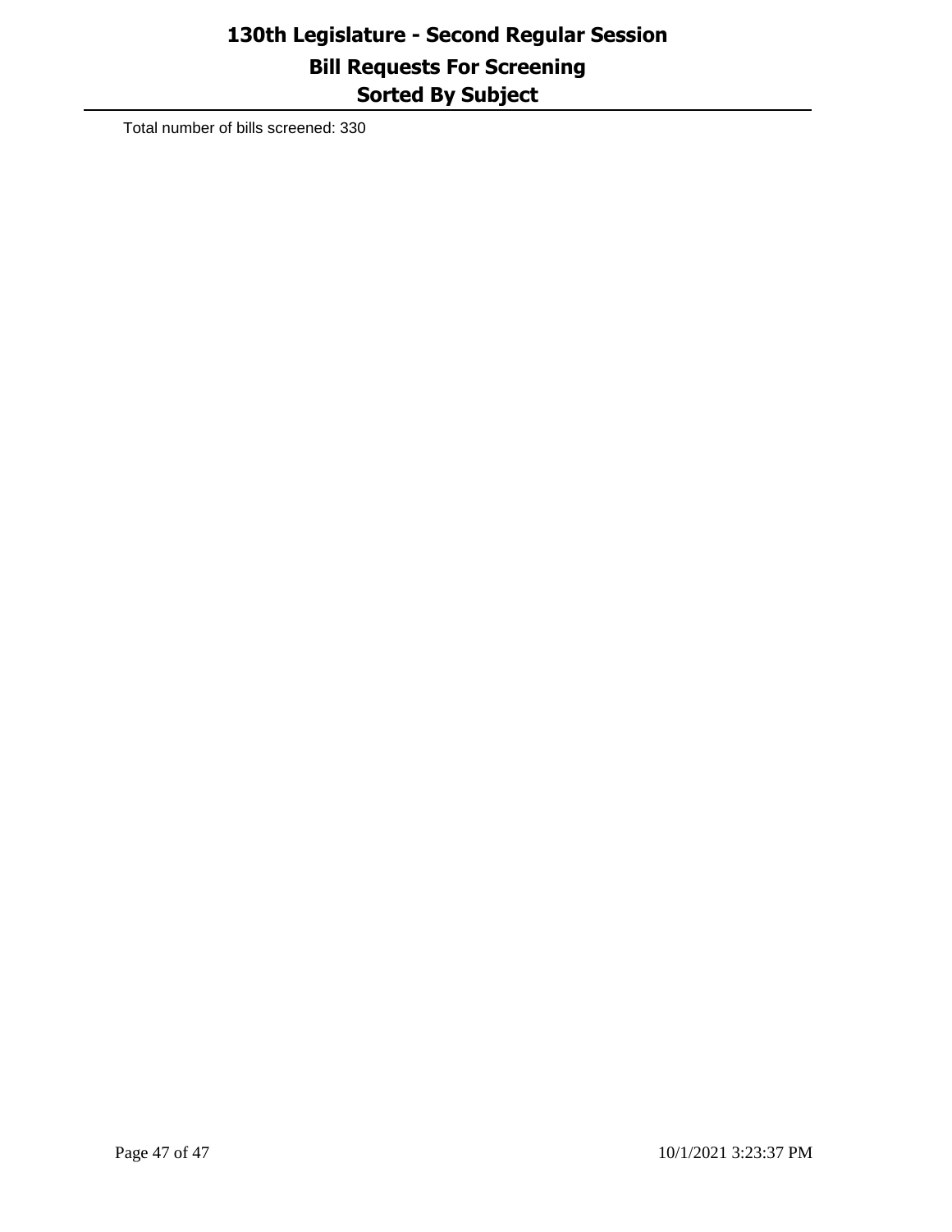# 130th Legislature - Second Regular Session
## Bill Requests For Screening
## Sorted By Subject

Total number of bills screened: 330